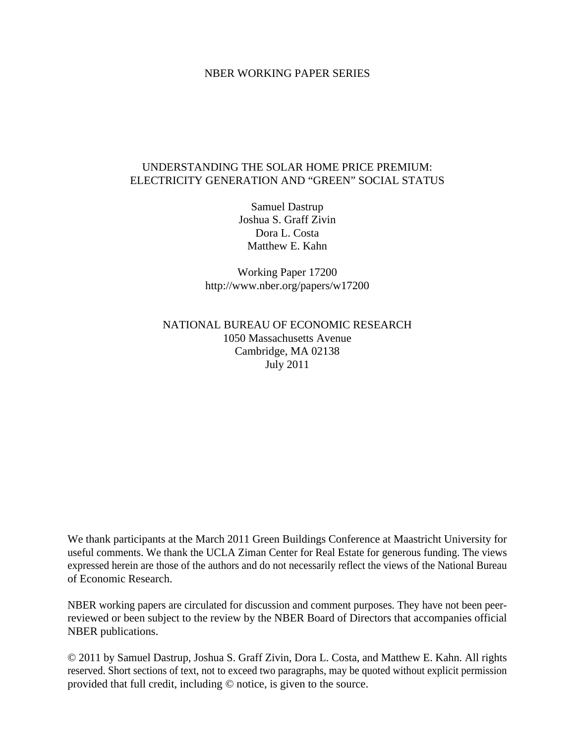NBER WORKING PAPER SERIES

# UNDERSTANDING THE SOLAR HOME PRICE PREMIUM: ELECTRICITY GENERATION AND “GREEN” SOCIAL STATUS

Samuel Dastrup
Joshua S. Graff Zivin
Dora L. Costa
Matthew E. Kahn

Working Paper 17200
http://www.nber.org/papers/w17200

NATIONAL BUREAU OF ECONOMIC RESEARCH
1050 Massachusetts Avenue
Cambridge, MA 02138
July 2011

We thank participants at the March 2011 Green Buildings Conference at Maastricht University for useful comments. We thank the UCLA Ziman Center for Real Estate for generous funding. The views expressed herein are those of the authors and do not necessarily reflect the views of the National Bureau of Economic Research.

NBER working papers are circulated for discussion and comment purposes. They have not been peer-reviewed or been subject to the review by the NBER Board of Directors that accompanies official NBER publications.

© 2011 by Samuel Dastrup, Joshua S. Graff Zivin, Dora L. Costa, and Matthew E. Kahn. All rights reserved. Short sections of text, not to exceed two paragraphs, may be quoted without explicit permission provided that full credit, including © notice, is given to the source.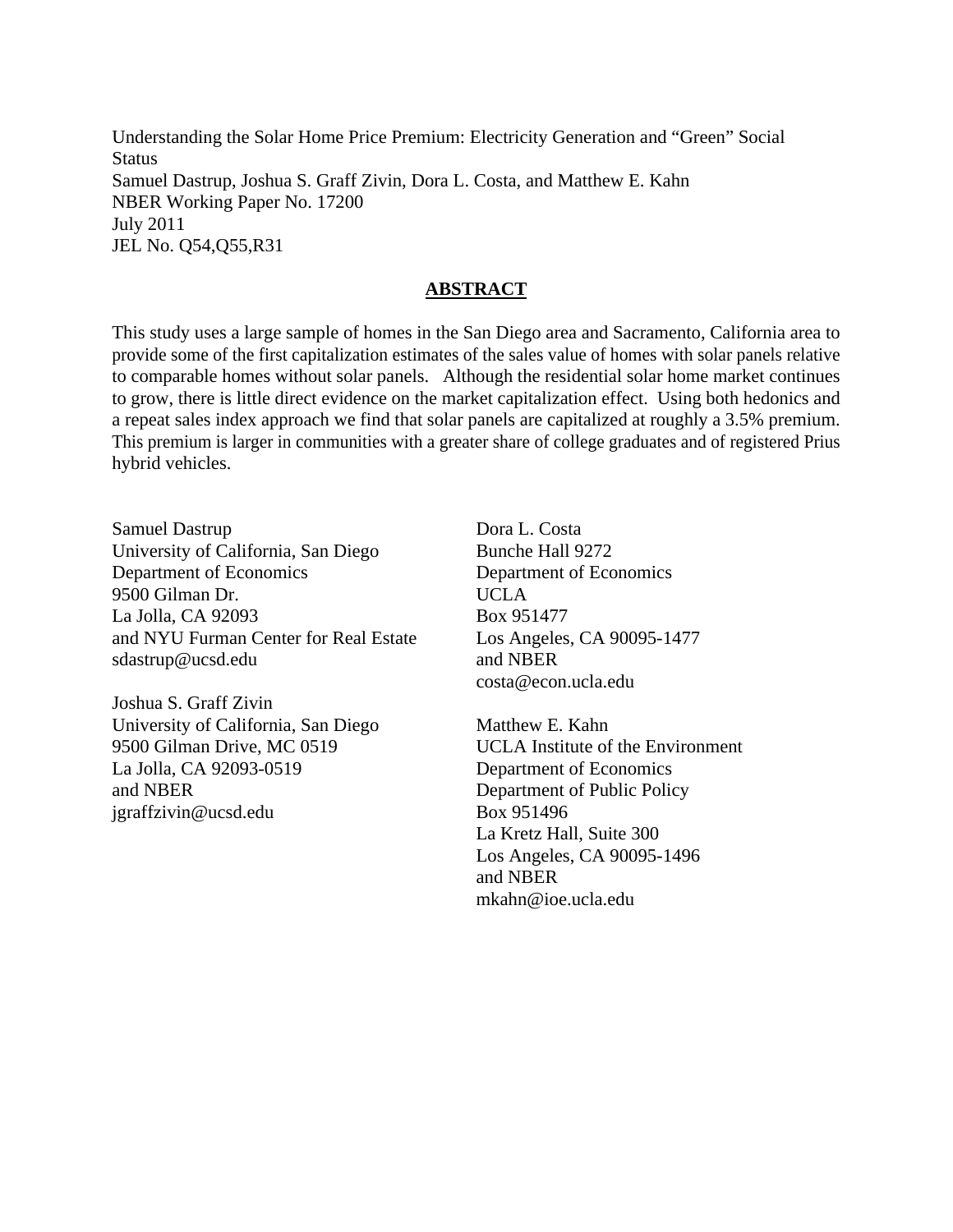Understanding the Solar Home Price Premium: Electricity Generation and "Green" Social Status
Samuel Dastrup, Joshua S. Graff Zivin, Dora L. Costa, and Matthew E. Kahn
NBER Working Paper No. 17200
July 2011
JEL No. Q54,Q55,R31

## ABSTRACT

This study uses a large sample of homes in the San Diego area and Sacramento, California area to provide some of the first capitalization estimates of the sales value of homes with solar panels relative to comparable homes without solar panels. Although the residential solar home market continues to grow, there is little direct evidence on the market capitalization effect. Using both hedonics and a repeat sales index approach we find that solar panels are capitalized at roughly a 3.5% premium. This premium is larger in communities with a greater share of college graduates and of registered Prius hybrid vehicles.

Samuel Dastrup
University of California, San Diego
Department of Economics
9500 Gilman Dr.
La Jolla, CA 92093
and NYU Furman Center for Real Estate
sdastrup@ucsd.edu

Joshua S. Graff Zivin
University of California, San Diego
9500 Gilman Drive, MC 0519
La Jolla, CA 92093-0519
and NBER
jgraffzivin@ucsd.edu

Dora L. Costa
Bunche Hall 9272
Department of Economics
UCLA
Box 951477
Los Angeles, CA 90095-1477
and NBER
costa@econ.ucla.edu

Matthew E. Kahn
UCLA Institute of the Environment
Department of Economics
Department of Public Policy
Box 951496
La Kretz Hall, Suite 300
Los Angeles, CA 90095-1496
and NBER
mkahn@ioe.ucla.edu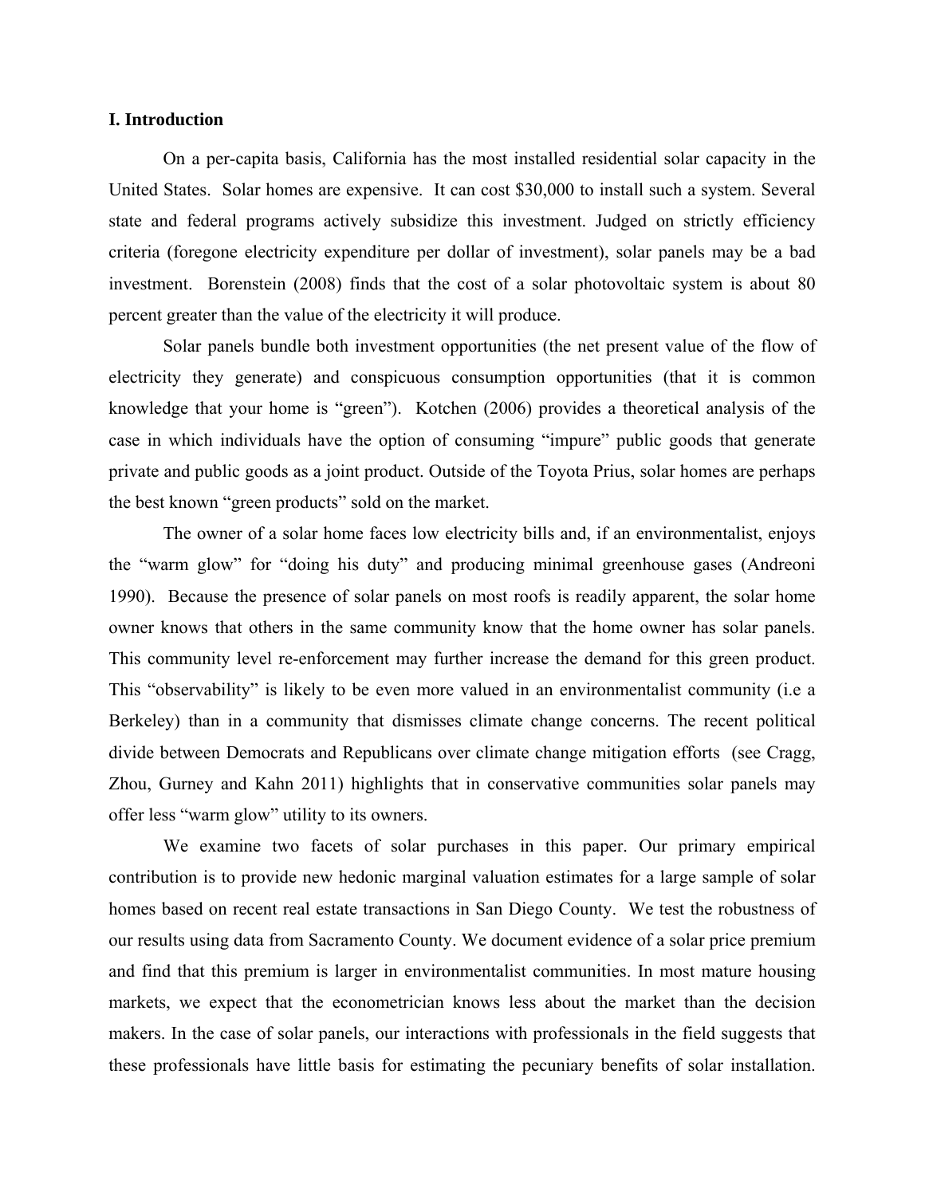## I. Introduction

On a per-capita basis, California has the most installed residential solar capacity in the United States. Solar homes are expensive. It can cost $30,000 to install such a system. Several state and federal programs actively subsidize this investment. Judged on strictly efficiency criteria (foregone electricity expenditure per dollar of investment), solar panels may be a bad investment. Borenstein (2008) finds that the cost of a solar photovoltaic system is about 80 percent greater than the value of the electricity it will produce.

Solar panels bundle both investment opportunities (the net present value of the flow of electricity they generate) and conspicuous consumption opportunities (that it is common knowledge that your home is "green"). Kotchen (2006) provides a theoretical analysis of the case in which individuals have the option of consuming "impure" public goods that generate private and public goods as a joint product. Outside of the Toyota Prius, solar homes are perhaps the best known "green products" sold on the market.

The owner of a solar home faces low electricity bills and, if an environmentalist, enjoys the "warm glow" for "doing his duty" and producing minimal greenhouse gases (Andreoni 1990). Because the presence of solar panels on most roofs is readily apparent, the solar home owner knows that others in the same community know that the home owner has solar panels. This community level re-enforcement may further increase the demand for this green product. This "observability" is likely to be even more valued in an environmentalist community (i.e a Berkeley) than in a community that dismisses climate change concerns. The recent political divide between Democrats and Republicans over climate change mitigation efforts (see Cragg, Zhou, Gurney and Kahn 2011) highlights that in conservative communities solar panels may offer less "warm glow" utility to its owners.

We examine two facets of solar purchases in this paper. Our primary empirical contribution is to provide new hedonic marginal valuation estimates for a large sample of solar homes based on recent real estate transactions in San Diego County. We test the robustness of our results using data from Sacramento County. We document evidence of a solar price premium and find that this premium is larger in environmentalist communities. In most mature housing markets, we expect that the econometrician knows less about the market than the decision makers. In the case of solar panels, our interactions with professionals in the field suggests that these professionals have little basis for estimating the pecuniary benefits of solar installation.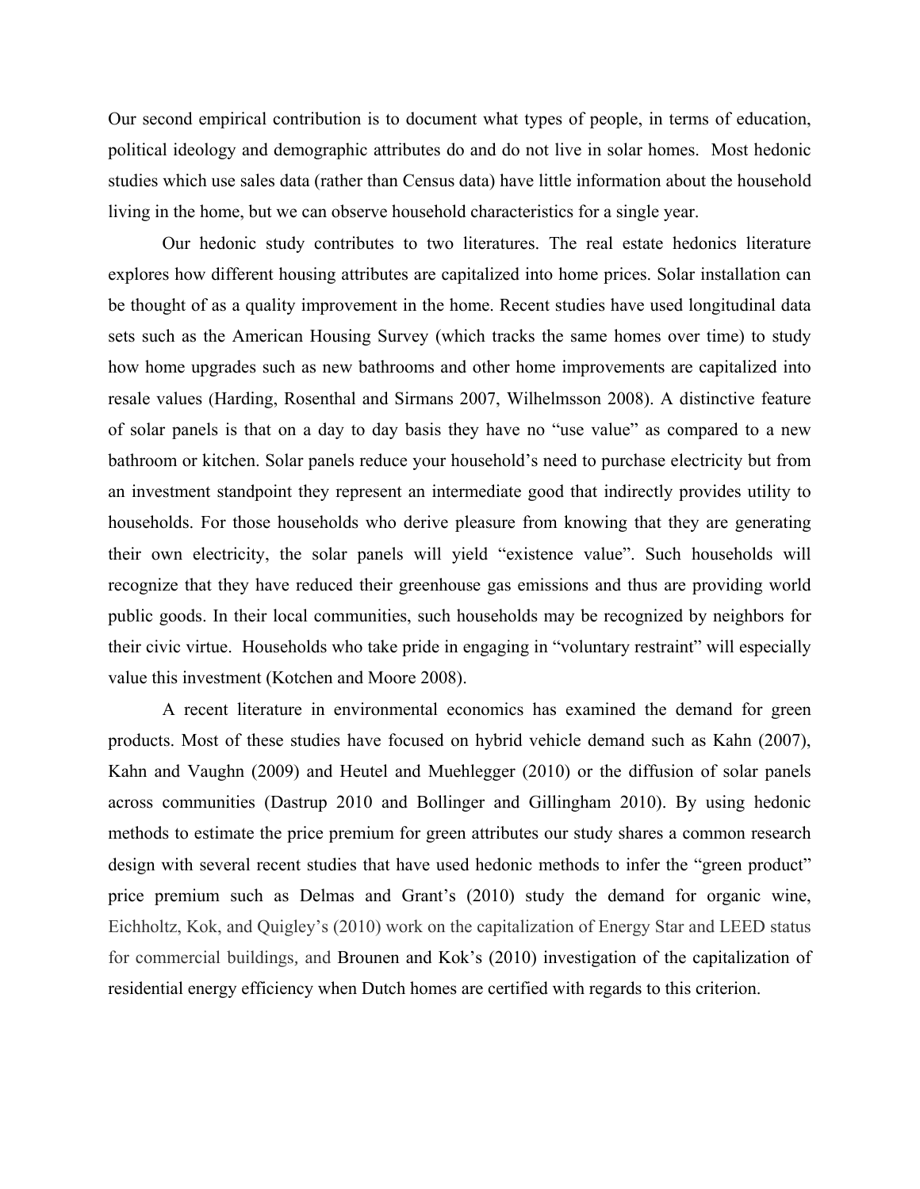Our second empirical contribution is to document what types of people, in terms of education, political ideology and demographic attributes do and do not live in solar homes. Most hedonic studies which use sales data (rather than Census data) have little information about the household living in the home, but we can observe household characteristics for a single year.

Our hedonic study contributes to two literatures. The real estate hedonics literature explores how different housing attributes are capitalized into home prices. Solar installation can be thought of as a quality improvement in the home. Recent studies have used longitudinal data sets such as the American Housing Survey (which tracks the same homes over time) to study how home upgrades such as new bathrooms and other home improvements are capitalized into resale values (Harding, Rosenthal and Sirmans 2007, Wilhelmsson 2008). A distinctive feature of solar panels is that on a day to day basis they have no "use value" as compared to a new bathroom or kitchen. Solar panels reduce your household's need to purchase electricity but from an investment standpoint they represent an intermediate good that indirectly provides utility to households. For those households who derive pleasure from knowing that they are generating their own electricity, the solar panels will yield "existence value". Such households will recognize that they have reduced their greenhouse gas emissions and thus are providing world public goods. In their local communities, such households may be recognized by neighbors for their civic virtue. Households who take pride in engaging in "voluntary restraint" will especially value this investment (Kotchen and Moore 2008).

A recent literature in environmental economics has examined the demand for green products. Most of these studies have focused on hybrid vehicle demand such as Kahn (2007), Kahn and Vaughn (2009) and Heutel and Muehlegger (2010) or the diffusion of solar panels across communities (Dastrup 2010 and Bollinger and Gillingham 2010). By using hedonic methods to estimate the price premium for green attributes our study shares a common research design with several recent studies that have used hedonic methods to infer the "green product" price premium such as Delmas and Grant's (2010) study the demand for organic wine, Eichholtz, Kok, and Quigley's (2010) work on the capitalization of Energy Star and LEED status for commercial buildings, and Brounen and Kok's (2010) investigation of the capitalization of residential energy efficiency when Dutch homes are certified with regards to this criterion.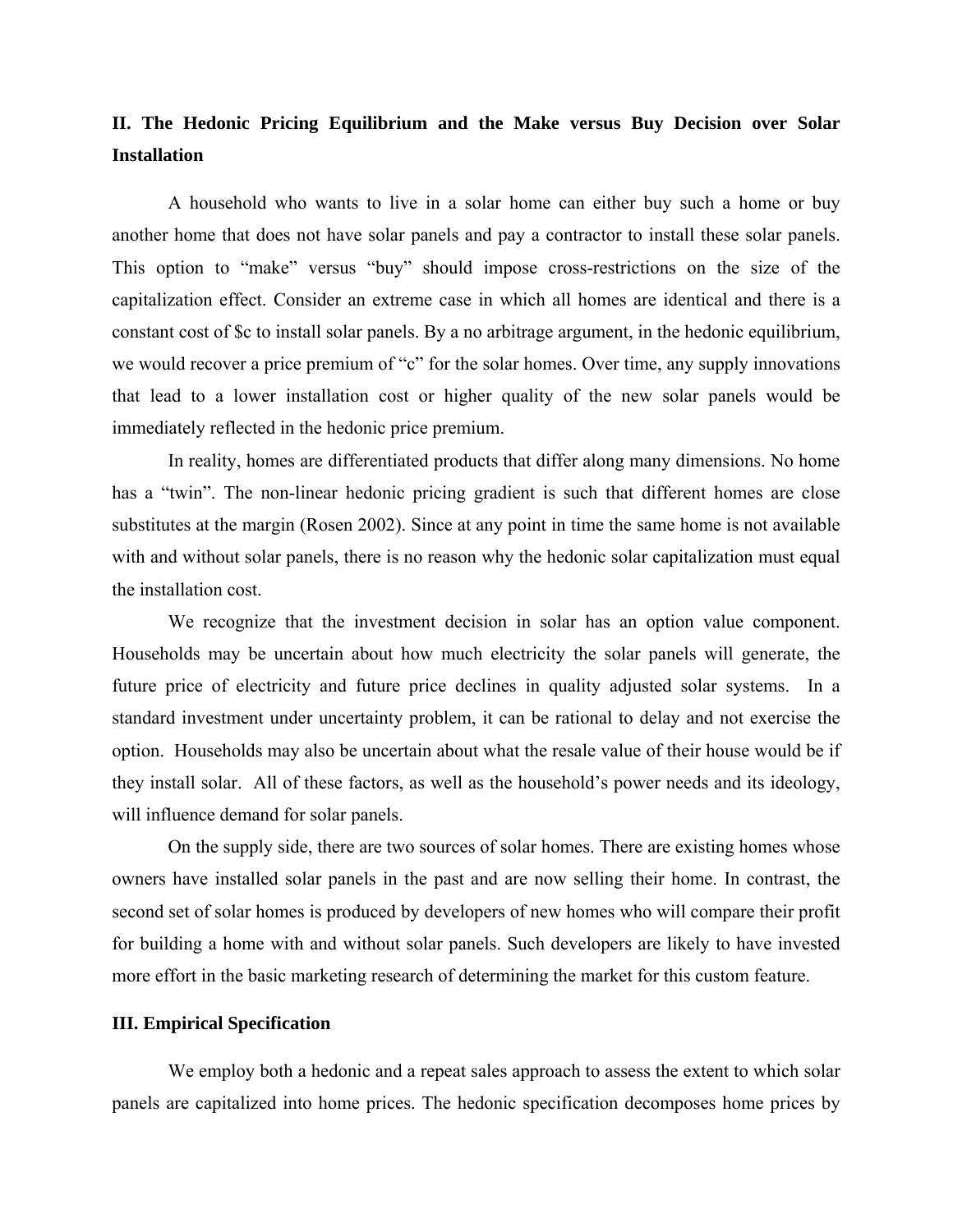## II. The Hedonic Pricing Equilibrium and the Make versus Buy Decision over Solar Installation

A household who wants to live in a solar home can either buy such a home or buy another home that does not have solar panels and pay a contractor to install these solar panels. This option to "make" versus "buy" should impose cross-restrictions on the size of the capitalization effect. Consider an extreme case in which all homes are identical and there is a constant cost of $c to install solar panels. By a no arbitrage argument, in the hedonic equilibrium, we would recover a price premium of "c" for the solar homes. Over time, any supply innovations that lead to a lower installation cost or higher quality of the new solar panels would be immediately reflected in the hedonic price premium.

In reality, homes are differentiated products that differ along many dimensions. No home has a "twin". The non-linear hedonic pricing gradient is such that different homes are close substitutes at the margin (Rosen 2002). Since at any point in time the same home is not available with and without solar panels, there is no reason why the hedonic solar capitalization must equal the installation cost.

We recognize that the investment decision in solar has an option value component. Households may be uncertain about how much electricity the solar panels will generate, the future price of electricity and future price declines in quality adjusted solar systems. In a standard investment under uncertainty problem, it can be rational to delay and not exercise the option. Households may also be uncertain about what the resale value of their house would be if they install solar. All of these factors, as well as the household's power needs and its ideology, will influence demand for solar panels.

On the supply side, there are two sources of solar homes. There are existing homes whose owners have installed solar panels in the past and are now selling their home. In contrast, the second set of solar homes is produced by developers of new homes who will compare their profit for building a home with and without solar panels. Such developers are likely to have invested more effort in the basic marketing research of determining the market for this custom feature.

## III. Empirical Specification

We employ both a hedonic and a repeat sales approach to assess the extent to which solar panels are capitalized into home prices. The hedonic specification decomposes home prices by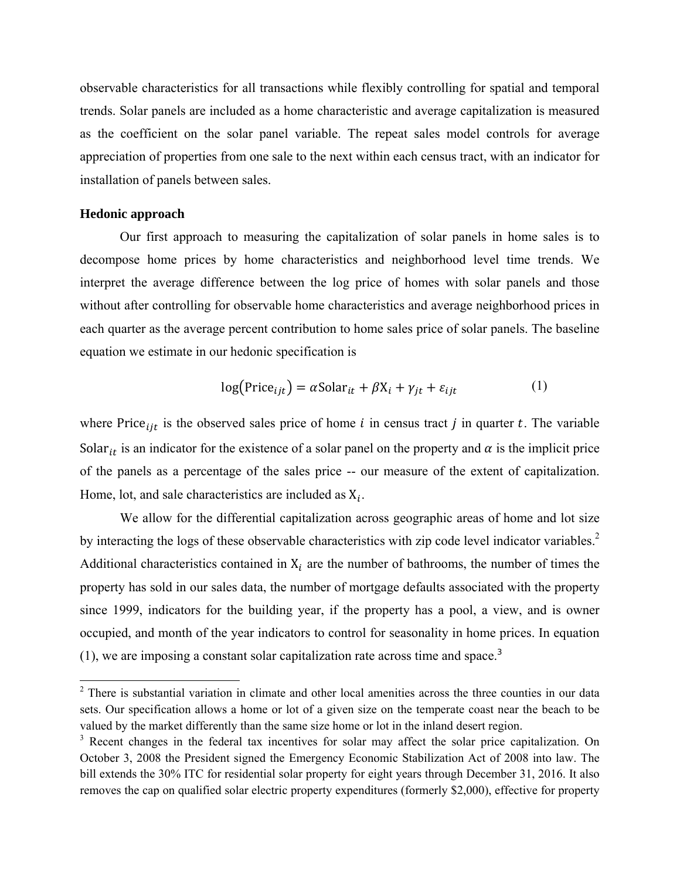observable characteristics for all transactions while flexibly controlling for spatial and temporal trends. Solar panels are included as a home characteristic and average capitalization is measured as the coefficient on the solar panel variable. The repeat sales model controls for average appreciation of properties from one sale to the next within each census tract, with an indicator for installation of panels between sales.

### Hedonic approach

Our first approach to measuring the capitalization of solar panels in home sales is to decompose home prices by home characteristics and neighborhood level time trends. We interpret the average difference between the log price of homes with solar panels and those without after controlling for observable home characteristics and average neighborhood prices in each quarter as the average percent contribution to home sales price of solar panels. The baseline equation we estimate in our hedonic specification is

$$\log(\text{Price}_{ijt}) = \alpha \text{Solar}_{it} + \beta \text{X}_i + \gamma_{jt} + \varepsilon_{ijt} \tag{1}$$

where $\text{Price}_{ijt}$ is the observed sales price of home $i$ in census tract $j$ in quarter $t$. The variable $\text{Solar}_{it}$ is an indicator for the existence of a solar panel on the property and $\alpha$ is the implicit price of the panels as a percentage of the sales price -- our measure of the extent of capitalization. Home, lot, and sale characteristics are included as $\text{X}_i$.

We allow for the differential capitalization across geographic areas of home and lot size by interacting the logs of these observable characteristics with zip code level indicator variables.[2] Additional characteristics contained in $\text{X}_i$ are the number of bathrooms, the number of times the property has sold in our sales data, the number of mortgage defaults associated with the property since 1999, indicators for the building year, if the property has a pool, a view, and is owner occupied, and month of the year indicators to control for seasonality in home prices. In equation (1), we are imposing a constant solar capitalization rate across time and space.[3]

---

[2] There is substantial variation in climate and other local amenities across the three counties in our data sets. Our specification allows a home or lot of a given size on the temperate coast near the beach to be valued by the market differently than the same size home or lot in the inland desert region.

[3] Recent changes in the federal tax incentives for solar may affect the solar price capitalization. On October 3, 2008 the President signed the Emergency Economic Stabilization Act of 2008 into law. The bill extends the 30% ITC for residential solar property for eight years through December 31, 2016. It also removes the cap on qualified solar electric property expenditures (formerly $2,000), effective for property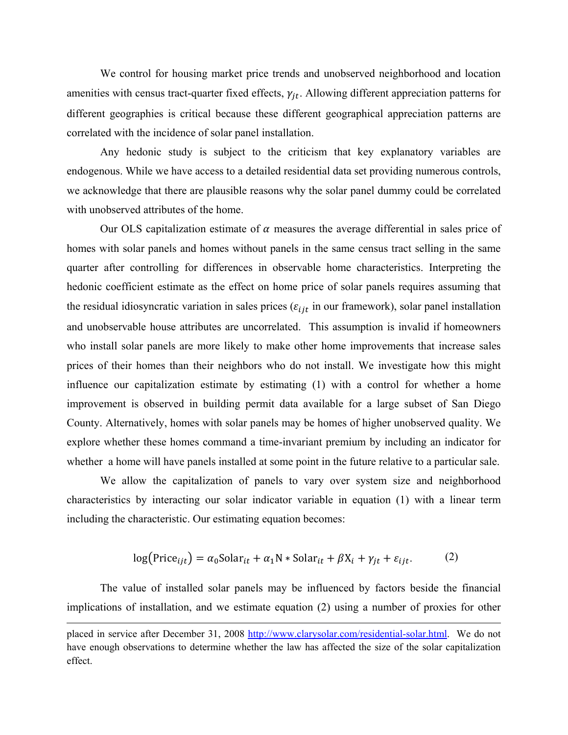We control for housing market price trends and unobserved neighborhood and location amenities with census tract-quarter fixed effects, $\gamma_{jt}$. Allowing different appreciation patterns for different geographies is critical because these different geographical appreciation patterns are correlated with the incidence of solar panel installation.

Any hedonic study is subject to the criticism that key explanatory variables are endogenous. While we have access to a detailed residential data set providing numerous controls, we acknowledge that there are plausible reasons why the solar panel dummy could be correlated with unobserved attributes of the home.

Our OLS capitalization estimate of $\alpha$ measures the average differential in sales price of homes with solar panels and homes without panels in the same census tract selling in the same quarter after controlling for differences in observable home characteristics. Interpreting the hedonic coefficient estimate as the effect on home price of solar panels requires assuming that the residual idiosyncratic variation in sales prices ($\varepsilon_{ijt}$ in our framework), solar panel installation and unobservable house attributes are uncorrelated. This assumption is invalid if homeowners who install solar panels are more likely to make other home improvements that increase sales prices of their homes than their neighbors who do not install. We investigate how this might influence our capitalization estimate by estimating (1) with a control for whether a home improvement is observed in building permit data available for a large subset of San Diego County. Alternatively, homes with solar panels may be homes of higher unobserved quality. We explore whether these homes command a time-invariant premium by including an indicator for whether a home will have panels installed at some point in the future relative to a particular sale.

We allow the capitalization of panels to vary over system size and neighborhood characteristics by interacting our solar indicator variable in equation (1) with a linear term including the characteristic. Our estimating equation becomes:

$$\log(\text{Price}_{ijt}) = \alpha_0 \text{Solar}_{it} + \alpha_1 \text{N} * \text{Solar}_{it} + \beta \text{X}_i + \gamma_{jt} + \varepsilon_{ijt}. \qquad (2)$$

The value of installed solar panels may be influenced by factors beside the financial implications of installation, and we estimate equation (2) using a number of proxies for other

---

placed in service after December 31, 2008 http://www.clarysolar.com/residential-solar.html. We do not have enough observations to determine whether the law has affected the size of the solar capitalization effect.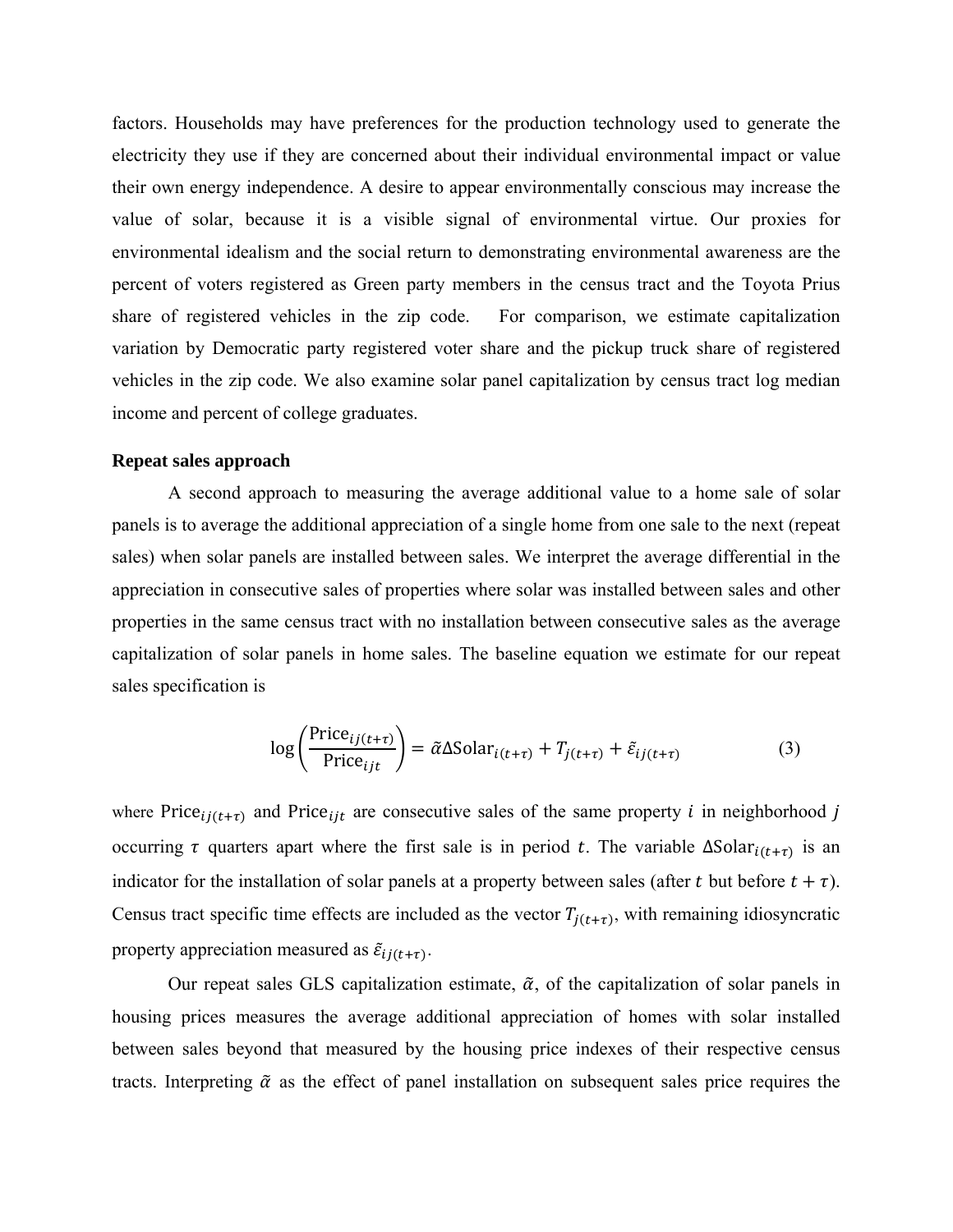factors. Households may have preferences for the production technology used to generate the electricity they use if they are concerned about their individual environmental impact or value their own energy independence. A desire to appear environmentally conscious may increase the value of solar, because it is a visible signal of environmental virtue. Our proxies for environmental idealism and the social return to demonstrating environmental awareness are the percent of voters registered as Green party members in the census tract and the Toyota Prius share of registered vehicles in the zip code. For comparison, we estimate capitalization variation by Democratic party registered voter share and the pickup truck share of registered vehicles in the zip code. We also examine solar panel capitalization by census tract log median income and percent of college graduates.

### Repeat sales approach

A second approach to measuring the average additional value to a home sale of solar panels is to average the additional appreciation of a single home from one sale to the next (repeat sales) when solar panels are installed between sales. We interpret the average differential in the appreciation in consecutive sales of properties where solar was installed between sales and other properties in the same census tract with no installation between consecutive sales as the average capitalization of solar panels in home sales. The baseline equation we estimate for our repeat sales specification is

$$\log\left(\frac{\text{Price}_{ij(t+\tau)}}{\text{Price}_{ijt}}\right) = \tilde{\alpha}\Delta\text{Solar}_{i(t+\tau)} + T_{j(t+\tau)} + \tilde{\varepsilon}_{ij(t+\tau)} \tag{3}$$

where $\text{Price}_{ij(t+\tau)}$ and $\text{Price}_{ijt}$ are consecutive sales of the same property $i$ in neighborhood $j$ occurring $\tau$ quarters apart where the first sale is in period $t$. The variable $\Delta\text{Solar}_{i(t+\tau)}$ is an indicator for the installation of solar panels at a property between sales (after $t$ but before $t+\tau$). Census tract specific time effects are included as the vector $T_{j(t+\tau)}$, with remaining idiosyncratic property appreciation measured as $\tilde{\varepsilon}_{ij(t+\tau)}$.

Our repeat sales GLS capitalization estimate, $\tilde{\alpha}$, of the capitalization of solar panels in housing prices measures the average additional appreciation of homes with solar installed between sales beyond that measured by the housing price indexes of their respective census tracts. Interpreting $\tilde{\alpha}$ as the effect of panel installation on subsequent sales price requires the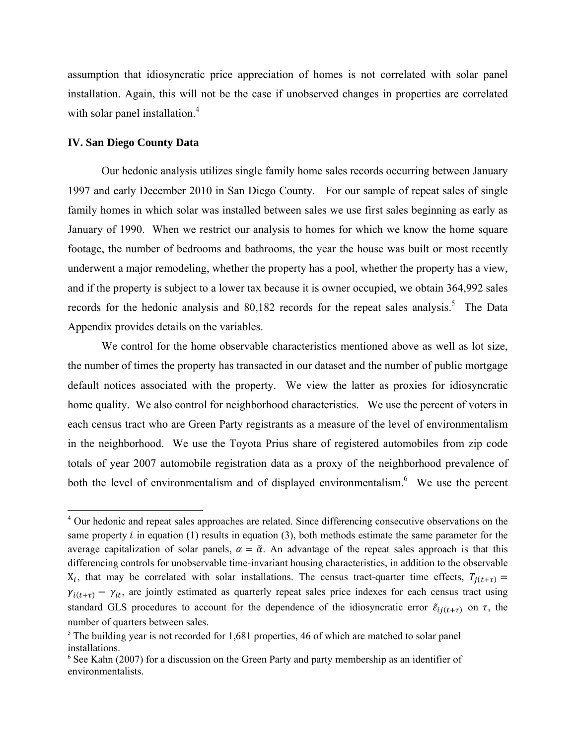assumption that idiosyncratic price appreciation of homes is not correlated with solar panel installation. Again, this will not be the case if unobserved changes in properties are correlated with solar panel installation.[4]

## IV. San Diego County Data

Our hedonic analysis utilizes single family home sales records occurring between January 1997 and early December 2010 in San Diego County. For our sample of repeat sales of single family homes in which solar was installed between sales we use first sales beginning as early as January of 1990. When we restrict our analysis to homes for which we know the home square footage, the number of bedrooms and bathrooms, the year the house was built or most recently underwent a major remodeling, whether the property has a pool, whether the property has a view, and if the property is subject to a lower tax because it is owner occupied, we obtain 364,992 sales records for the hedonic analysis and 80,182 records for the repeat sales analysis.[5] The Data Appendix provides details on the variables.

We control for the home observable characteristics mentioned above as well as lot size, the number of times the property has transacted in our dataset and the number of public mortgage default notices associated with the property. We view the latter as proxies for idiosyncratic home quality. We also control for neighborhood characteristics. We use the percent of voters in each census tract who are Green Party registrants as a measure of the level of environmentalism in the neighborhood. We use the Toyota Prius share of registered automobiles from zip code totals of year 2007 automobile registration data as a proxy of the neighborhood prevalence of both the level of environmentalism and of displayed environmentalism.[6] We use the percent

---

[4] Our hedonic and repeat sales approaches are related. Since differencing consecutive observations on the same property $i$ in equation (1) results in equation (3), both methods estimate the same parameter for the average capitalization of solar panels, $\alpha = \tilde{\alpha}$. An advantage of the repeat sales approach is that this differencing controls for unobservable time-invariant housing characteristics, in addition to the observable $X_i$, that may be correlated with solar installations. The census tract-quarter time effects, $T_{j(t+\tau)} = \gamma_{i(t+\tau)} - \gamma_{it}$, are jointly estimated as quarterly repeat sales price indexes for each census tract using standard GLS procedures to account for the dependence of the idiosyncratic error $\tilde{\varepsilon}_{ij(t+\tau)}$ on $\tau$, the number of quarters between sales.

[5] The building year is not recorded for 1,681 properties, 46 of which are matched to solar panel installations.

[6] See Kahn (2007) for a discussion on the Green Party and party membership as an identifier of environmentalists.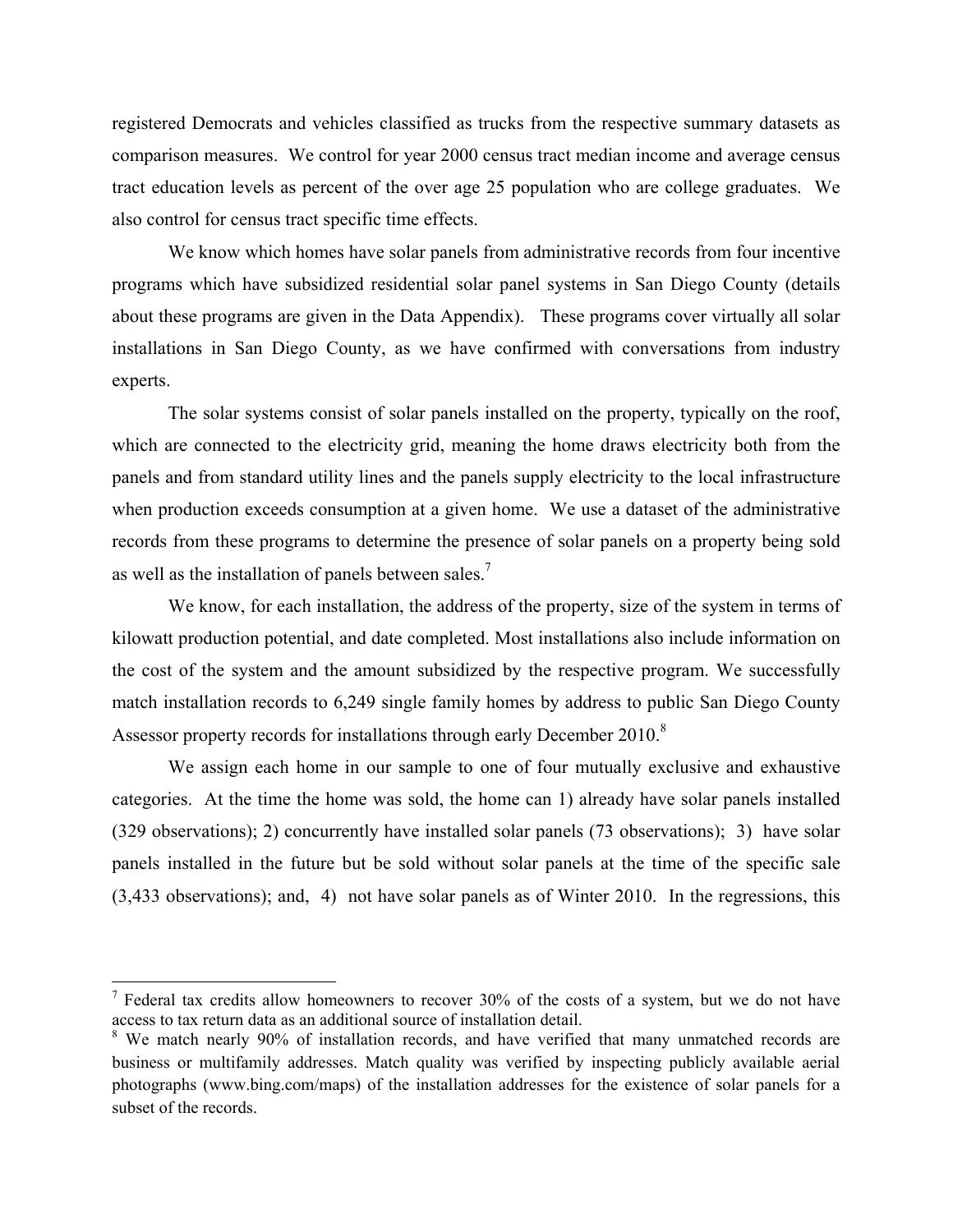registered Democrats and vehicles classified as trucks from the respective summary datasets as comparison measures. We control for year 2000 census tract median income and average census tract education levels as percent of the over age 25 population who are college graduates. We also control for census tract specific time effects.

We know which homes have solar panels from administrative records from four incentive programs which have subsidized residential solar panel systems in San Diego County (details about these programs are given in the Data Appendix). These programs cover virtually all solar installations in San Diego County, as we have confirmed with conversations from industry experts.

The solar systems consist of solar panels installed on the property, typically on the roof, which are connected to the electricity grid, meaning the home draws electricity both from the panels and from standard utility lines and the panels supply electricity to the local infrastructure when production exceeds consumption at a given home. We use a dataset of the administrative records from these programs to determine the presence of solar panels on a property being sold as well as the installation of panels between sales.[7]

We know, for each installation, the address of the property, size of the system in terms of kilowatt production potential, and date completed. Most installations also include information on the cost of the system and the amount subsidized by the respective program. We successfully match installation records to 6,249 single family homes by address to public San Diego County Assessor property records for installations through early December 2010.[8]

We assign each home in our sample to one of four mutually exclusive and exhaustive categories. At the time the home was sold, the home can 1) already have solar panels installed (329 observations); 2) concurrently have installed solar panels (73 observations); 3) have solar panels installed in the future but be sold without solar panels at the time of the specific sale (3,433 observations); and, 4) not have solar panels as of Winter 2010. In the regressions, this

---

[7] Federal tax credits allow homeowners to recover 30% of the costs of a system, but we do not have access to tax return data as an additional source of installation detail.

[8] We match nearly 90% of installation records, and have verified that many unmatched records are business or multifamily addresses. Match quality was verified by inspecting publicly available aerial photographs (www.bing.com/maps) of the installation addresses for the existence of solar panels for a subset of the records.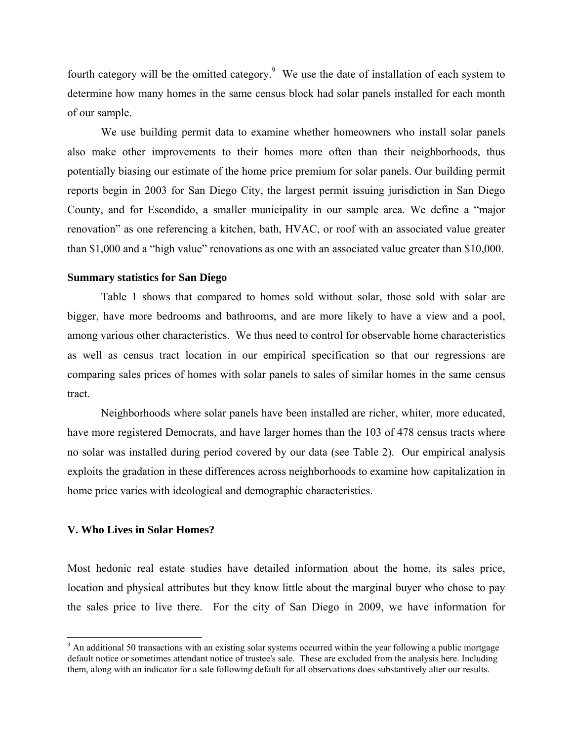fourth category will be the omitted category.[9] We use the date of installation of each system to determine how many homes in the same census block had solar panels installed for each month of our sample.

We use building permit data to examine whether homeowners who install solar panels also make other improvements to their homes more often than their neighborhoods, thus potentially biasing our estimate of the home price premium for solar panels. Our building permit reports begin in 2003 for San Diego City, the largest permit issuing jurisdiction in San Diego County, and for Escondido, a smaller municipality in our sample area. We define a "major renovation" as one referencing a kitchen, bath, HVAC, or roof with an associated value greater than $1,000 and a "high value" renovations as one with an associated value greater than $10,000.

### Summary statistics for San Diego

Table 1 shows that compared to homes sold without solar, those sold with solar are bigger, have more bedrooms and bathrooms, and are more likely to have a view and a pool, among various other characteristics. We thus need to control for observable home characteristics as well as census tract location in our empirical specification so that our regressions are comparing sales prices of homes with solar panels to sales of similar homes in the same census tract.

Neighborhoods where solar panels have been installed are richer, whiter, more educated, have more registered Democrats, and have larger homes than the 103 of 478 census tracts where no solar was installed during period covered by our data (see Table 2). Our empirical analysis exploits the gradation in these differences across neighborhoods to examine how capitalization in home price varies with ideological and demographic characteristics.

## V. Who Lives in Solar Homes?

Most hedonic real estate studies have detailed information about the home, its sales price, location and physical attributes but they know little about the marginal buyer who chose to pay the sales price to live there. For the city of San Diego in 2009, we have information for

[9] An additional 50 transactions with an existing solar systems occurred within the year following a public mortgage default notice or sometimes attendant notice of trustee's sale. These are excluded from the analysis here. Including them, along with an indicator for a sale following default for all observations does substantively alter our results.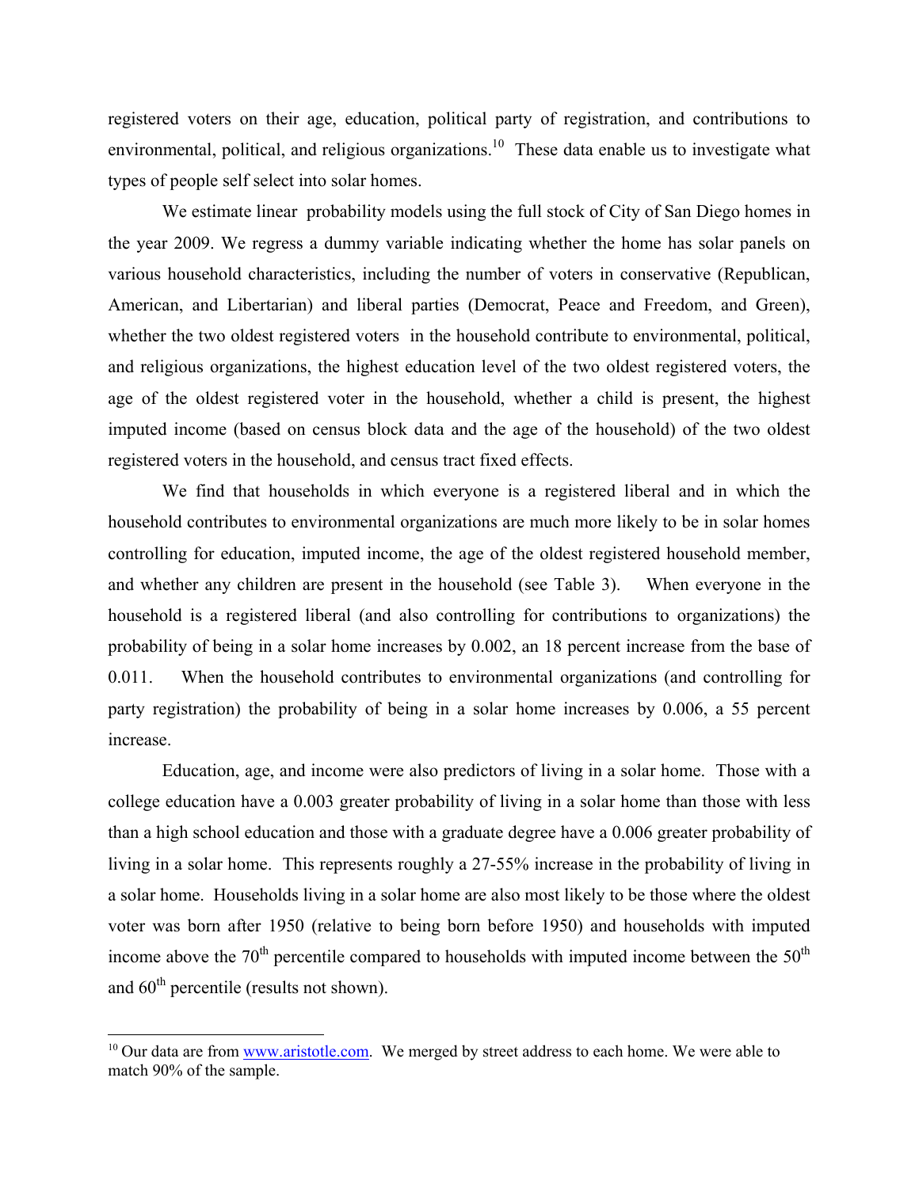registered voters on their age, education, political party of registration, and contributions to environmental, political, and religious organizations.[10] These data enable us to investigate what types of people self select into solar homes.

We estimate linear probability models using the full stock of City of San Diego homes in the year 2009. We regress a dummy variable indicating whether the home has solar panels on various household characteristics, including the number of voters in conservative (Republican, American, and Libertarian) and liberal parties (Democrat, Peace and Freedom, and Green), whether the two oldest registered voters in the household contribute to environmental, political, and religious organizations, the highest education level of the two oldest registered voters, the age of the oldest registered voter in the household, whether a child is present, the highest imputed income (based on census block data and the age of the household) of the two oldest registered voters in the household, and census tract fixed effects.

We find that households in which everyone is a registered liberal and in which the household contributes to environmental organizations are much more likely to be in solar homes controlling for education, imputed income, the age of the oldest registered household member, and whether any children are present in the household (see Table 3). When everyone in the household is a registered liberal (and also controlling for contributions to organizations) the probability of being in a solar home increases by 0.002, an 18 percent increase from the base of 0.011. When the household contributes to environmental organizations (and controlling for party registration) the probability of being in a solar home increases by 0.006, a 55 percent increase.

Education, age, and income were also predictors of living in a solar home. Those with a college education have a 0.003 greater probability of living in a solar home than those with less than a high school education and those with a graduate degree have a 0.006 greater probability of living in a solar home. This represents roughly a 27-55% increase in the probability of living in a solar home. Households living in a solar home are also most likely to be those where the oldest voter was born after 1950 (relative to being born before 1950) and households with imputed income above the 70th percentile compared to households with imputed income between the 50th and 60th percentile (results not shown).

[10] Our data are from www.aristotle.com. We merged by street address to each home. We were able to match 90% of the sample.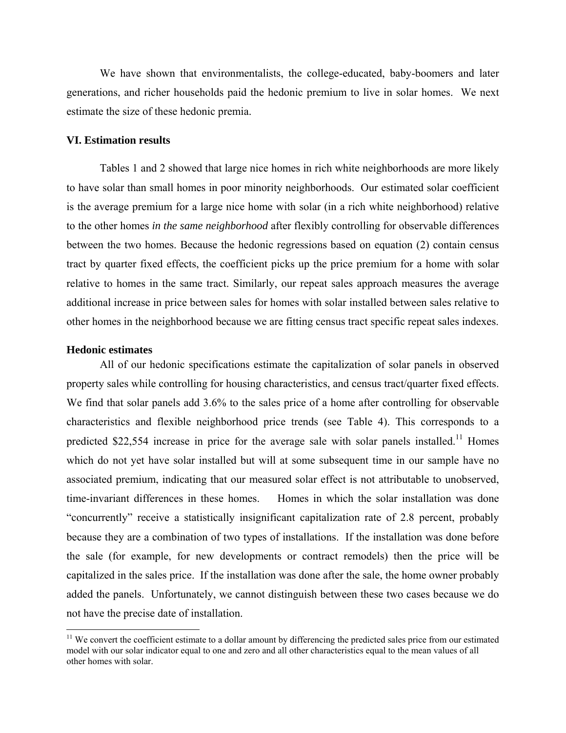We have shown that environmentalists, the college-educated, baby-boomers and later generations, and richer households paid the hedonic premium to live in solar homes. We next estimate the size of these hedonic premia.

## VI. Estimation results

Tables 1 and 2 showed that large nice homes in rich white neighborhoods are more likely to have solar than small homes in poor minority neighborhoods. Our estimated solar coefficient is the average premium for a large nice home with solar (in a rich white neighborhood) relative to the other homes *in the same neighborhood* after flexibly controlling for observable differences between the two homes. Because the hedonic regressions based on equation (2) contain census tract by quarter fixed effects, the coefficient picks up the price premium for a home with solar relative to homes in the same tract. Similarly, our repeat sales approach measures the average additional increase in price between sales for homes with solar installed between sales relative to other homes in the neighborhood because we are fitting census tract specific repeat sales indexes.

### Hedonic estimates

All of our hedonic specifications estimate the capitalization of solar panels in observed property sales while controlling for housing characteristics, and census tract/quarter fixed effects. We find that solar panels add 3.6% to the sales price of a home after controlling for observable characteristics and flexible neighborhood price trends (see Table 4). This corresponds to a predicted $22,554 increase in price for the average sale with solar panels installed.[11] Homes which do not yet have solar installed but will at some subsequent time in our sample have no associated premium, indicating that our measured solar effect is not attributable to unobserved, time-invariant differences in these homes. Homes in which the solar installation was done "concurrently" receive a statistically insignificant capitalization rate of 2.8 percent, probably because they are a combination of two types of installations. If the installation was done before the sale (for example, for new developments or contract remodels) then the price will be capitalized in the sales price. If the installation was done after the sale, the home owner probably added the panels. Unfortunately, we cannot distinguish between these two cases because we do not have the precise date of installation.

[11] We convert the coefficient estimate to a dollar amount by differencing the predicted sales price from our estimated model with our solar indicator equal to one and zero and all other characteristics equal to the mean values of all other homes with solar.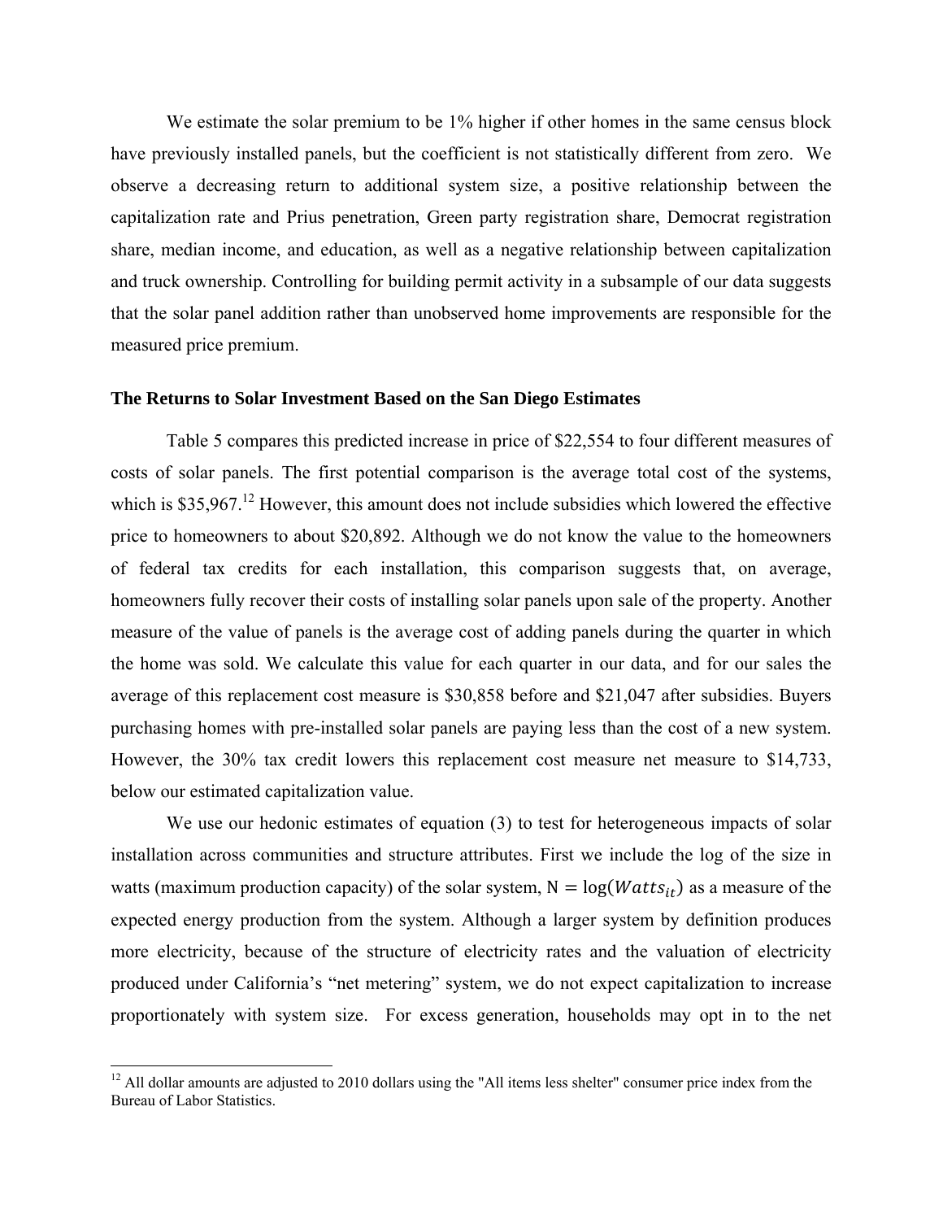We estimate the solar premium to be 1% higher if other homes in the same census block have previously installed panels, but the coefficient is not statistically different from zero. We observe a decreasing return to additional system size, a positive relationship between the capitalization rate and Prius penetration, Green party registration share, Democrat registration share, median income, and education, as well as a negative relationship between capitalization and truck ownership. Controlling for building permit activity in a subsample of our data suggests that the solar panel addition rather than unobserved home improvements are responsible for the measured price premium.

### The Returns to Solar Investment Based on the San Diego Estimates

Table 5 compares this predicted increase in price of $22,554 to four different measures of costs of solar panels. The first potential comparison is the average total cost of the systems, which is $35,967.[12] However, this amount does not include subsidies which lowered the effective price to homeowners to about $20,892. Although we do not know the value to the homeowners of federal tax credits for each installation, this comparison suggests that, on average, homeowners fully recover their costs of installing solar panels upon sale of the property. Another measure of the value of panels is the average cost of adding panels during the quarter in which the home was sold. We calculate this value for each quarter in our data, and for our sales the average of this replacement cost measure is $30,858 before and $21,047 after subsidies. Buyers purchasing homes with pre-installed solar panels are paying less than the cost of a new system. However, the 30% tax credit lowers this replacement cost measure net measure to $14,733, below our estimated capitalization value.

We use our hedonic estimates of equation (3) to test for heterogeneous impacts of solar installation across communities and structure attributes. First we include the log of the size in watts (maximum production capacity) of the solar system, $\mathrm{N} = \log(Watts_{it})$ as a measure of the expected energy production from the system. Although a larger system by definition produces more electricity, because of the structure of electricity rates and the valuation of electricity produced under California's "net metering" system, we do not expect capitalization to increase proportionately with system size. For excess generation, households may opt in to the net

[12] All dollar amounts are adjusted to 2010 dollars using the "All items less shelter" consumer price index from the Bureau of Labor Statistics.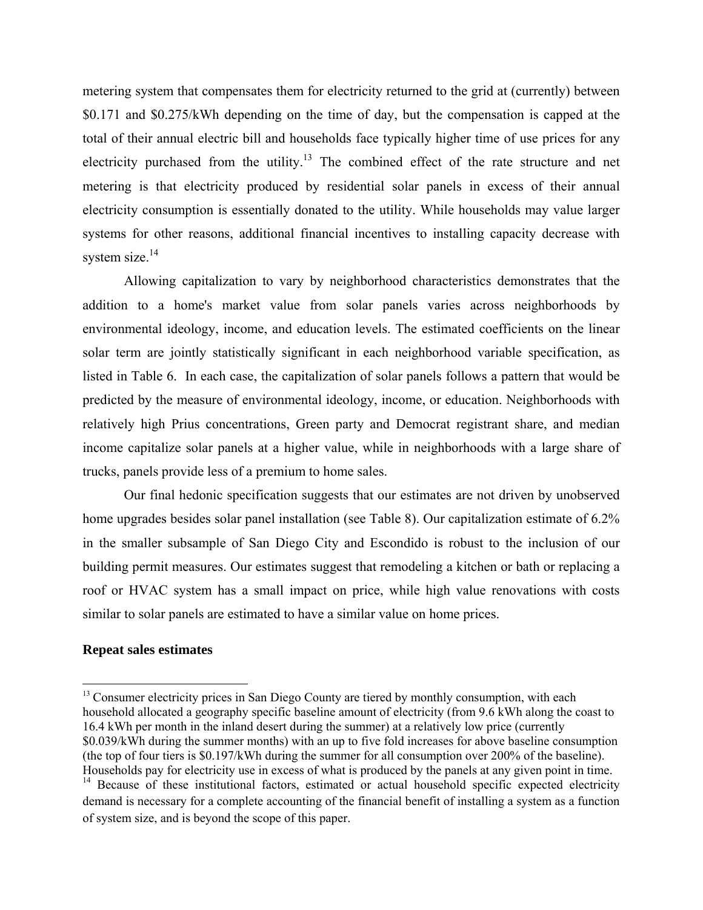metering system that compensates them for electricity returned to the grid at (currently) between \$0.171 and \$0.275/kWh depending on the time of day, but the compensation is capped at the total of their annual electric bill and households face typically higher time of use prices for any electricity purchased from the utility.[13] The combined effect of the rate structure and net metering is that electricity produced by residential solar panels in excess of their annual electricity consumption is essentially donated to the utility. While households may value larger systems for other reasons, additional financial incentives to installing capacity decrease with system size.[14]

Allowing capitalization to vary by neighborhood characteristics demonstrates that the addition to a home's market value from solar panels varies across neighborhoods by environmental ideology, income, and education levels. The estimated coefficients on the linear solar term are jointly statistically significant in each neighborhood variable specification, as listed in Table 6. In each case, the capitalization of solar panels follows a pattern that would be predicted by the measure of environmental ideology, income, or education. Neighborhoods with relatively high Prius concentrations, Green party and Democrat registrant share, and median income capitalize solar panels at a higher value, while in neighborhoods with a large share of trucks, panels provide less of a premium to home sales.

Our final hedonic specification suggests that our estimates are not driven by unobserved home upgrades besides solar panel installation (see Table 8). Our capitalization estimate of 6.2% in the smaller subsample of San Diego City and Escondido is robust to the inclusion of our building permit measures. Our estimates suggest that remodeling a kitchen or bath or replacing a roof or HVAC system has a small impact on price, while high value renovations with costs similar to solar panels are estimated to have a similar value on home prices.

**Repeat sales estimates**

---

[13] Consumer electricity prices in San Diego County are tiered by monthly consumption, with each household allocated a geography specific baseline amount of electricity (from 9.6 kWh along the coast to 16.4 kWh per month in the inland desert during the summer) at a relatively low price (currently \$0.039/kWh during the summer months) with an up to five fold increases for above baseline consumption (the top of four tiers is \$0.197/kWh during the summer for all consumption over 200% of the baseline). Households pay for electricity use in excess of what is produced by the panels at any given point in time.

[14] Because of these institutional factors, estimated or actual household specific expected electricity demand is necessary for a complete accounting of the financial benefit of installing a system as a function of system size, and is beyond the scope of this paper.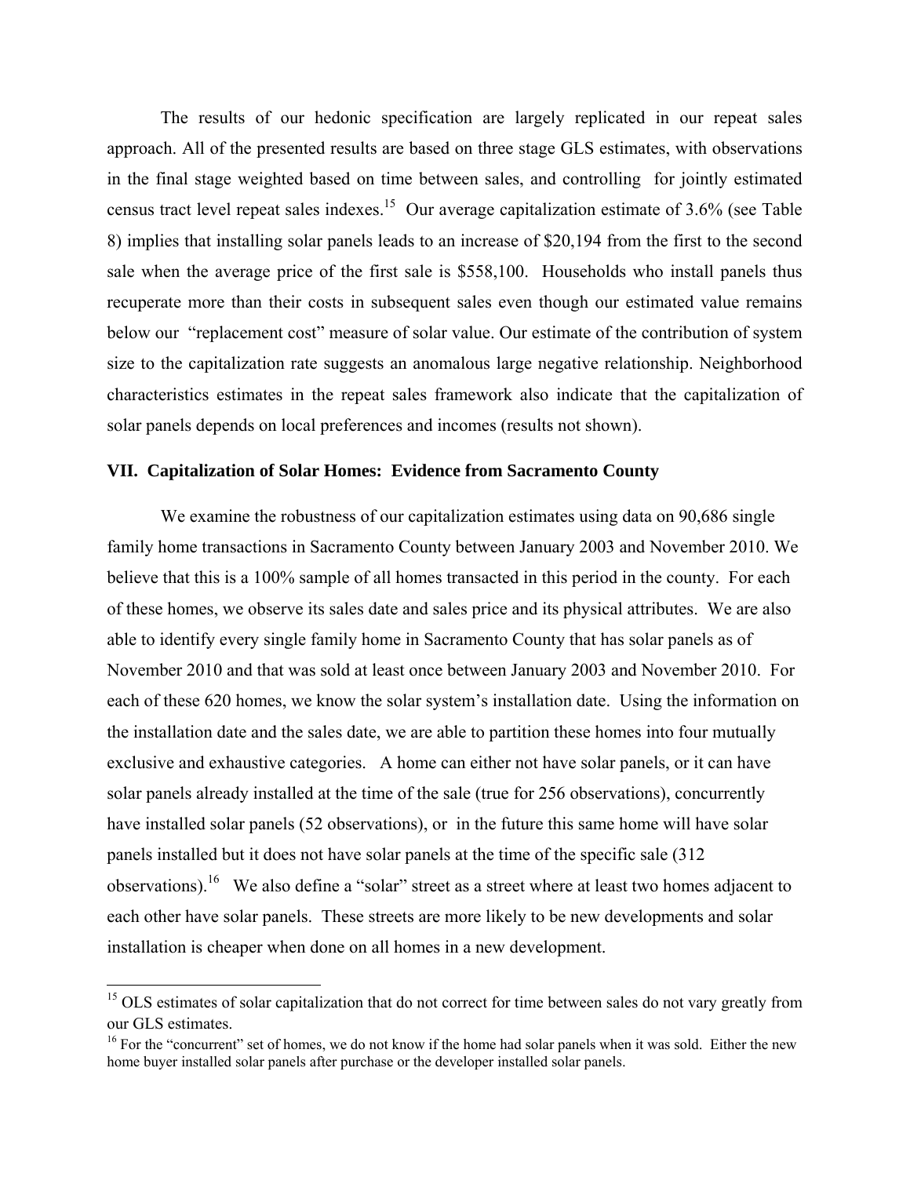The results of our hedonic specification are largely replicated in our repeat sales approach. All of the presented results are based on three stage GLS estimates, with observations in the final stage weighted based on time between sales, and controlling for jointly estimated census tract level repeat sales indexes.[15] Our average capitalization estimate of 3.6% (see Table 8) implies that installing solar panels leads to an increase of $20,194 from the first to the second sale when the average price of the first sale is $558,100. Households who install panels thus recuperate more than their costs in subsequent sales even though our estimated value remains below our "replacement cost" measure of solar value. Our estimate of the contribution of system size to the capitalization rate suggests an anomalous large negative relationship. Neighborhood characteristics estimates in the repeat sales framework also indicate that the capitalization of solar panels depends on local preferences and incomes (results not shown).

### VII. Capitalization of Solar Homes: Evidence from Sacramento County

We examine the robustness of our capitalization estimates using data on 90,686 single family home transactions in Sacramento County between January 2003 and November 2010. We believe that this is a 100% sample of all homes transacted in this period in the county. For each of these homes, we observe its sales date and sales price and its physical attributes. We are also able to identify every single family home in Sacramento County that has solar panels as of November 2010 and that was sold at least once between January 2003 and November 2010. For each of these 620 homes, we know the solar system's installation date. Using the information on the installation date and the sales date, we are able to partition these homes into four mutually exclusive and exhaustive categories. A home can either not have solar panels, or it can have solar panels already installed at the time of the sale (true for 256 observations), concurrently have installed solar panels (52 observations), or in the future this same home will have solar panels installed but it does not have solar panels at the time of the specific sale (312 observations).[16] We also define a "solar" street as a street where at least two homes adjacent to each other have solar panels. These streets are more likely to be new developments and solar installation is cheaper when done on all homes in a new development.

---

[15] OLS estimates of solar capitalization that do not correct for time between sales do not vary greatly from our GLS estimates.

[16] For the "concurrent" set of homes, we do not know if the home had solar panels when it was sold. Either the new home buyer installed solar panels after purchase or the developer installed solar panels.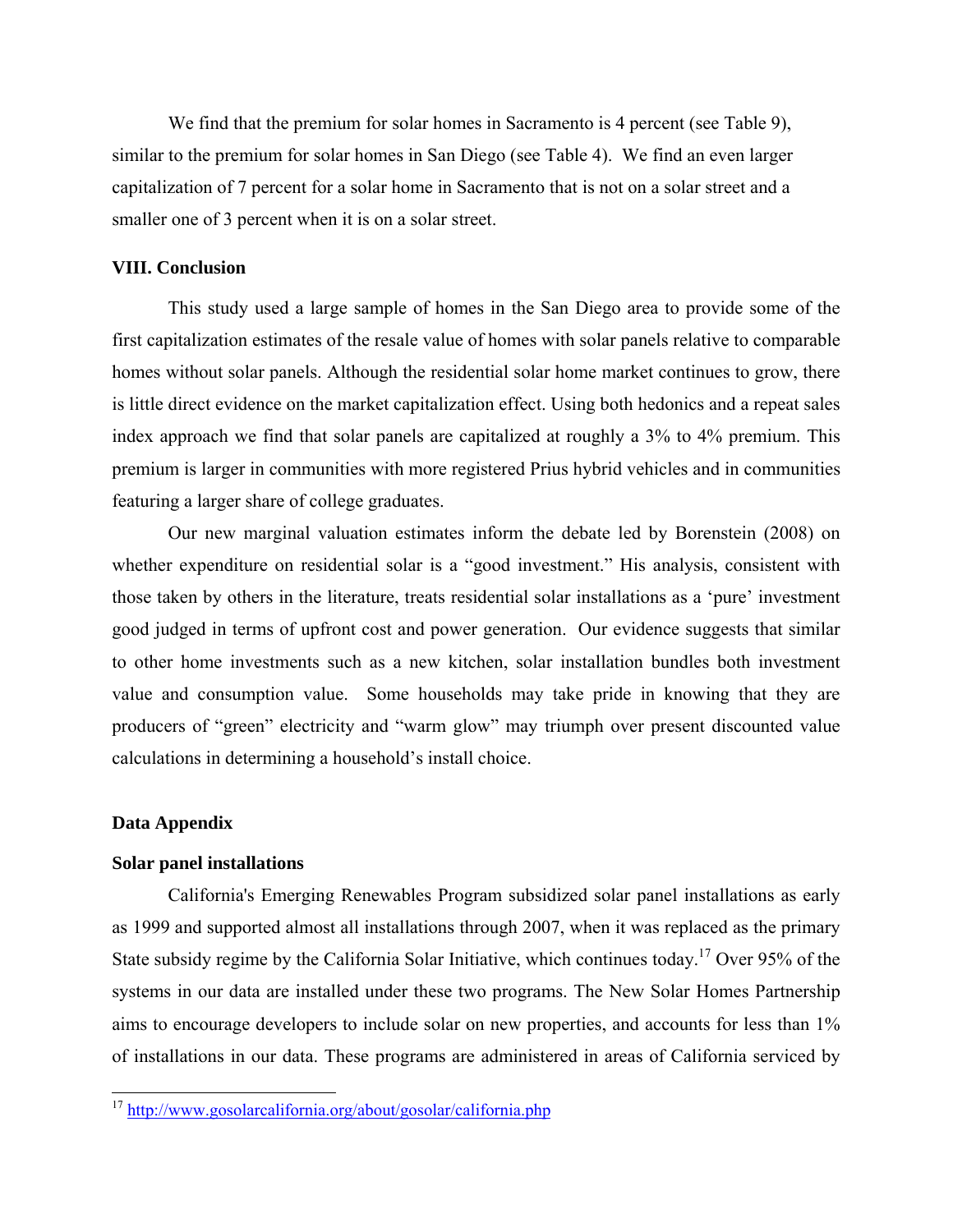We find that the premium for solar homes in Sacramento is 4 percent (see Table 9), similar to the premium for solar homes in San Diego (see Table 4). We find an even larger capitalization of 7 percent for a solar home in Sacramento that is not on a solar street and a smaller one of 3 percent when it is on a solar street.

## VIII. Conclusion

This study used a large sample of homes in the San Diego area to provide some of the first capitalization estimates of the resale value of homes with solar panels relative to comparable homes without solar panels. Although the residential solar home market continues to grow, there is little direct evidence on the market capitalization effect. Using both hedonics and a repeat sales index approach we find that solar panels are capitalized at roughly a 3% to 4% premium. This premium is larger in communities with more registered Prius hybrid vehicles and in communities featuring a larger share of college graduates.

Our new marginal valuation estimates inform the debate led by Borenstein (2008) on whether expenditure on residential solar is a "good investment." His analysis, consistent with those taken by others in the literature, treats residential solar installations as a 'pure' investment good judged in terms of upfront cost and power generation. Our evidence suggests that similar to other home investments such as a new kitchen, solar installation bundles both investment value and consumption value. Some households may take pride in knowing that they are producers of "green" electricity and "warm glow" may triumph over present discounted value calculations in determining a household's install choice.

## Data Appendix

### Solar panel installations

California's Emerging Renewables Program subsidized solar panel installations as early as 1999 and supported almost all installations through 2007, when it was replaced as the primary State subsidy regime by the California Solar Initiative, which continues today.[17] Over 95% of the systems in our data are installed under these two programs. The New Solar Homes Partnership aims to encourage developers to include solar on new properties, and accounts for less than 1% of installations in our data. These programs are administered in areas of California serviced by

[17] http://www.gosolarcalifornia.org/about/gosolar/california.php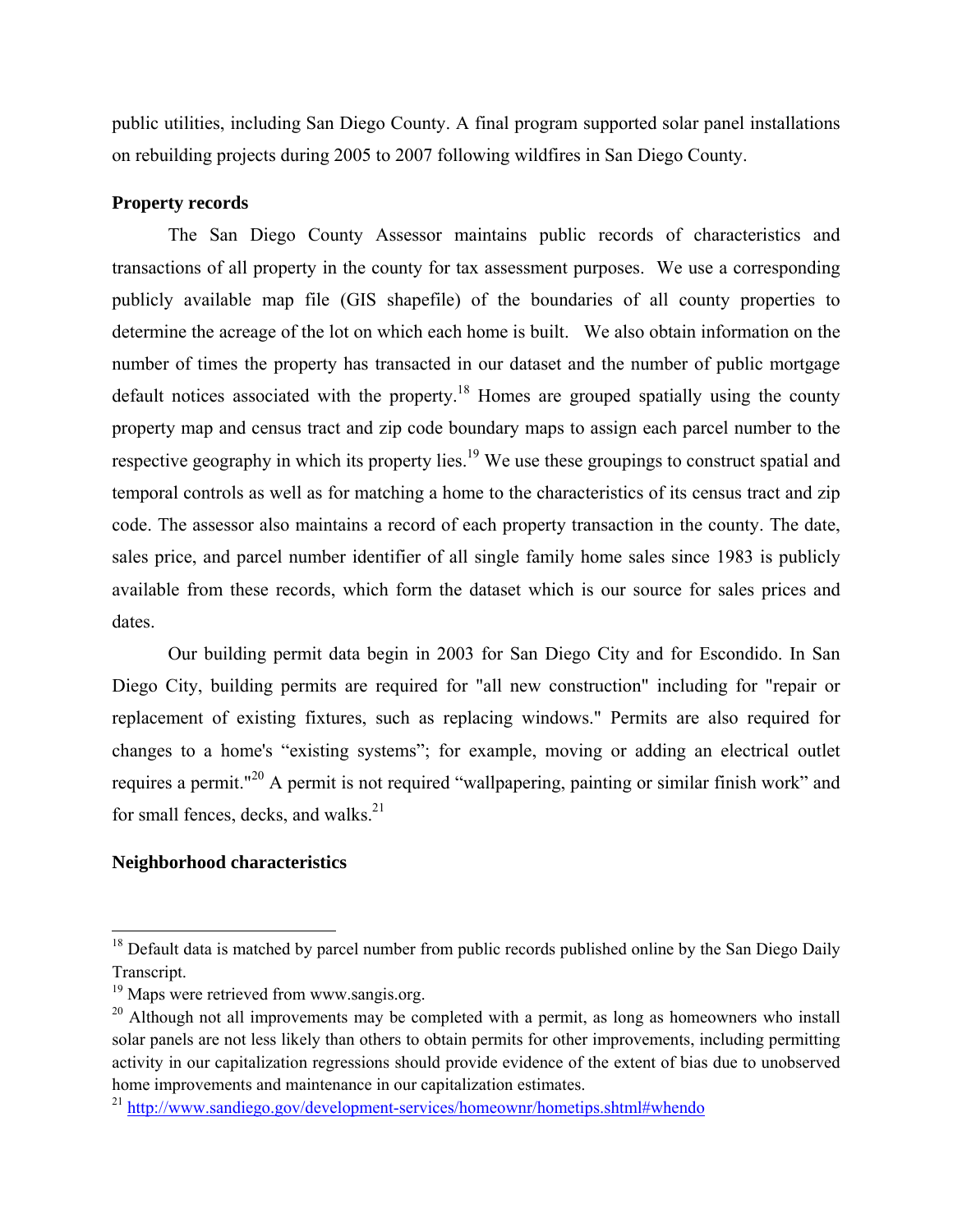public utilities, including San Diego County. A final program supported solar panel installations on rebuilding projects during 2005 to 2007 following wildfires in San Diego County.

**Property records**

The San Diego County Assessor maintains public records of characteristics and transactions of all property in the county for tax assessment purposes. We use a corresponding publicly available map file (GIS shapefile) of the boundaries of all county properties to determine the acreage of the lot on which each home is built. We also obtain information on the number of times the property has transacted in our dataset and the number of public mortgage default notices associated with the property.[18] Homes are grouped spatially using the county property map and census tract and zip code boundary maps to assign each parcel number to the respective geography in which its property lies.[19] We use these groupings to construct spatial and temporal controls as well as for matching a home to the characteristics of its census tract and zip code. The assessor also maintains a record of each property transaction in the county. The date, sales price, and parcel number identifier of all single family home sales since 1983 is publicly available from these records, which form the dataset which is our source for sales prices and dates.

Our building permit data begin in 2003 for San Diego City and for Escondido. In San Diego City, building permits are required for "all new construction" including for "repair or replacement of existing fixtures, such as replacing windows." Permits are also required for changes to a home's "existing systems"; for example, moving or adding an electrical outlet requires a permit."[20] A permit is not required "wallpapering, painting or similar finish work" and for small fences, decks, and walks.[21]

**Neighborhood characteristics**

---

[18] Default data is matched by parcel number from public records published online by the San Diego Daily Transcript.

[19] Maps were retrieved from www.sangis.org.

[20] Although not all improvements may be completed with a permit, as long as homeowners who install solar panels are not less likely than others to obtain permits for other improvements, including permitting activity in our capitalization regressions should provide evidence of the extent of bias due to unobserved home improvements and maintenance in our capitalization estimates.

[21] http://www.sandiego.gov/development-services/homeownr/hometips.shtml#whendo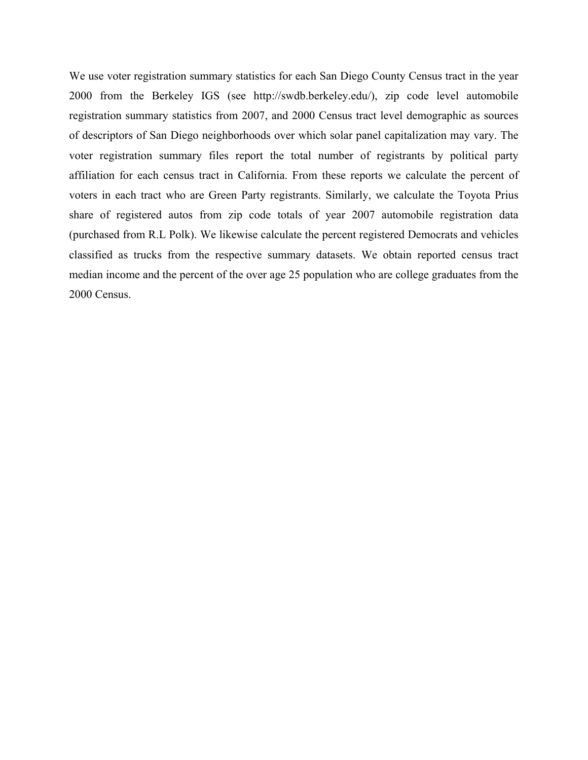We use voter registration summary statistics for each San Diego County Census tract in the year 2000 from the Berkeley IGS (see http://swdb.berkeley.edu/), zip code level automobile registration summary statistics from 2007, and 2000 Census tract level demographic as sources of descriptors of San Diego neighborhoods over which solar panel capitalization may vary. The voter registration summary files report the total number of registrants by political party affiliation for each census tract in California. From these reports we calculate the percent of voters in each tract who are Green Party registrants. Similarly, we calculate the Toyota Prius share of registered autos from zip code totals of year 2007 automobile registration data (purchased from R.L Polk). We likewise calculate the percent registered Democrats and vehicles classified as trucks from the respective summary datasets. We obtain reported census tract median income and the percent of the over age 25 population who are college graduates from the 2000 Census.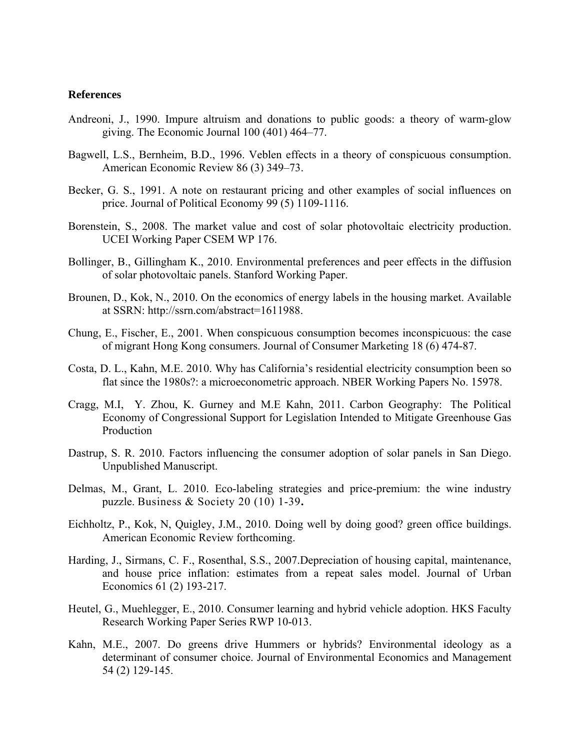**References**

Andreoni, J., 1990. Impure altruism and donations to public goods: a theory of warm-glow giving. The Economic Journal 100 (401) 464–77.

Bagwell, L.S., Bernheim, B.D., 1996. Veblen effects in a theory of conspicuous consumption. American Economic Review 86 (3) 349–73.

Becker, G. S., 1991. A note on restaurant pricing and other examples of social influences on price. Journal of Political Economy 99 (5) 1109-1116.

Borenstein, S., 2008. The market value and cost of solar photovoltaic electricity production. UCEI Working Paper CSEM WP 176.

Bollinger, B., Gillingham K., 2010. Environmental preferences and peer effects in the diffusion of solar photovoltaic panels. Stanford Working Paper.

Brounen, D., Kok, N., 2010. On the economics of energy labels in the housing market. Available at SSRN: http://ssrn.com/abstract=1611988.

Chung, E., Fischer, E., 2001. When conspicuous consumption becomes inconspicuous: the case of migrant Hong Kong consumers. Journal of Consumer Marketing 18 (6) 474-87.

Costa, D. L., Kahn, M.E. 2010. Why has California's residential electricity consumption been so flat since the 1980s?: a microeconometric approach. NBER Working Papers No. 15978.

Cragg, M.I, Y. Zhou, K. Gurney and M.E Kahn, 2011. Carbon Geography: The Political Economy of Congressional Support for Legislation Intended to Mitigate Greenhouse Gas Production

Dastrup, S. R. 2010. Factors influencing the consumer adoption of solar panels in San Diego. Unpublished Manuscript.

Delmas, M., Grant, L. 2010. Eco-labeling strategies and price-premium: the wine industry puzzle. Business & Society 20 (10) 1-39**.**

Eichholtz, P., Kok, N, Quigley, J.M., 2010. Doing well by doing good? green office buildings. American Economic Review forthcoming.

Harding, J., Sirmans, C. F., Rosenthal, S.S., 2007.Depreciation of housing capital, maintenance, and house price inflation: estimates from a repeat sales model. Journal of Urban Economics 61 (2) 193-217.

Heutel, G., Muehlegger, E., 2010. Consumer learning and hybrid vehicle adoption. HKS Faculty Research Working Paper Series RWP 10-013.

Kahn, M.E., 2007. Do greens drive Hummers or hybrids? Environmental ideology as a determinant of consumer choice. Journal of Environmental Economics and Management 54 (2) 129-145.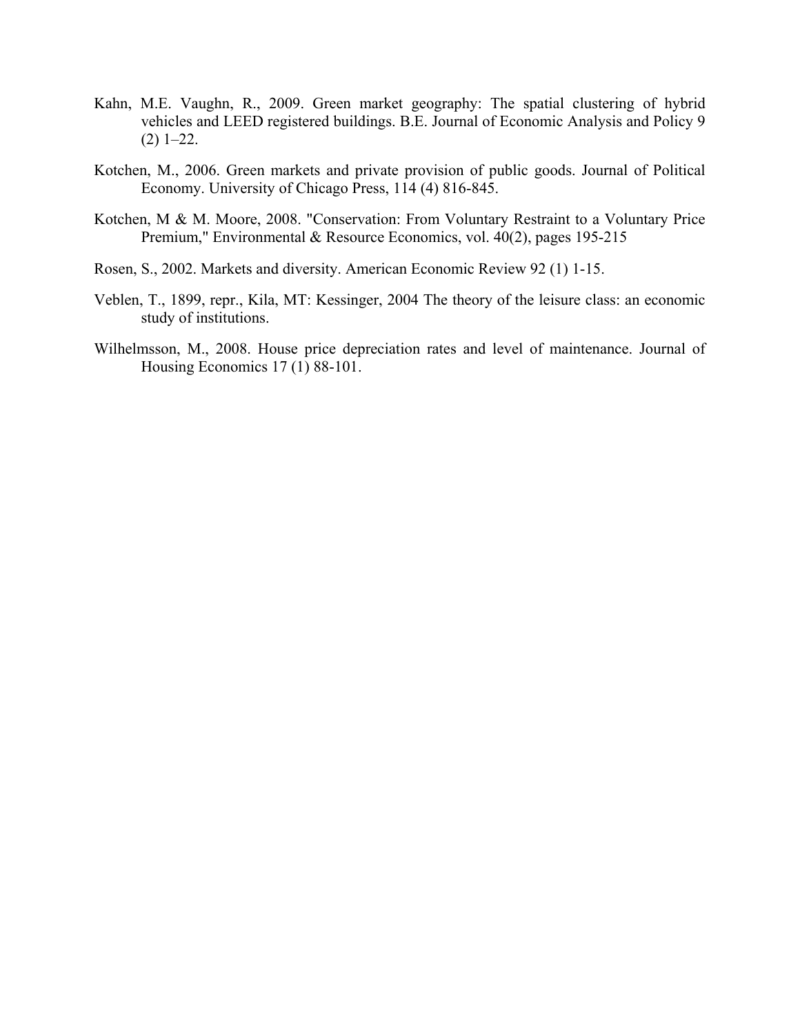Kahn, M.E. Vaughn, R., 2009. Green market geography: The spatial clustering of hybrid vehicles and LEED registered buildings. B.E. Journal of Economic Analysis and Policy 9 (2) 1–22.

Kotchen, M., 2006. Green markets and private provision of public goods. Journal of Political Economy. University of Chicago Press, 114 (4) 816-845.

Kotchen, M & M. Moore, 2008. "Conservation: From Voluntary Restraint to a Voluntary Price Premium," Environmental & Resource Economics, vol. 40(2), pages 195-215

Rosen, S., 2002. Markets and diversity. American Economic Review 92 (1) 1-15.

Veblen, T., 1899, repr., Kila, MT: Kessinger, 2004 The theory of the leisure class: an economic study of institutions.

Wilhelmsson, M., 2008. House price depreciation rates and level of maintenance. Journal of Housing Economics 17 (1) 88-101.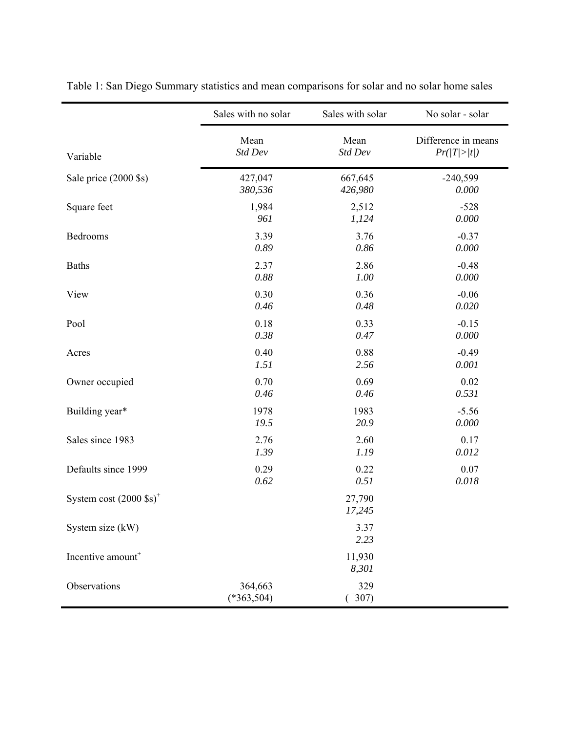Table 1: San Diego Summary statistics and mean comparisons for solar and no solar home sales

| Variable | Sales with no solar<br>Mean<br>*Std Dev* | Sales with solar<br>Mean<br>*Std Dev* | No solar - solar<br>Difference in means<br>*Pr(\|T\|>\|t\|)* |
|---|---|---|---|
| Sale price (2000 $s) | 427,047<br>*380,536* | 667,645<br>*426,980* | -240,599<br>*0.000* |
| Square feet | 1,984<br>*961* | 2,512<br>*1,124* | -528<br>*0.000* |
| Bedrooms | 3.39<br>*0.89* | 3.76<br>*0.86* | -0.37<br>*0.000* |
| Baths | 2.37<br>*0.88* | 2.86<br>*1.00* | -0.48<br>*0.000* |
| View | 0.30<br>*0.46* | 0.36<br>*0.48* | -0.06<br>*0.020* |
| Pool | 0.18<br>*0.38* | 0.33<br>*0.47* | -0.15<br>*0.000* |
| Acres | 0.40<br>*1.51* | 0.88<br>*2.56* | -0.49<br>*0.001* |
| Owner occupied | 0.70<br>*0.46* | 0.69<br>*0.46* | 0.02<br>*0.531* |
| Building year* | 1978<br>*19.5* | 1983<br>*20.9* | -5.56<br>*0.000* |
| Sales since 1983 | 2.76<br>*1.39* | 2.60<br>*1.19* | 0.17<br>*0.012* |
| Defaults since 1999 | 0.29<br>*0.62* | 0.22<br>*0.51* | 0.07<br>*0.018* |
| System cost (2000 $s)$^{+}$ | | 27,790<br>*17,245* | |
| System size (kW) | | 3.37<br>*2.23* | |
| Incentive amount$^{+}$ | | 11,930<br>*8,301* | |
| Observations | 364,663<br>(*363,504) | 329<br>($^{+}$307) | |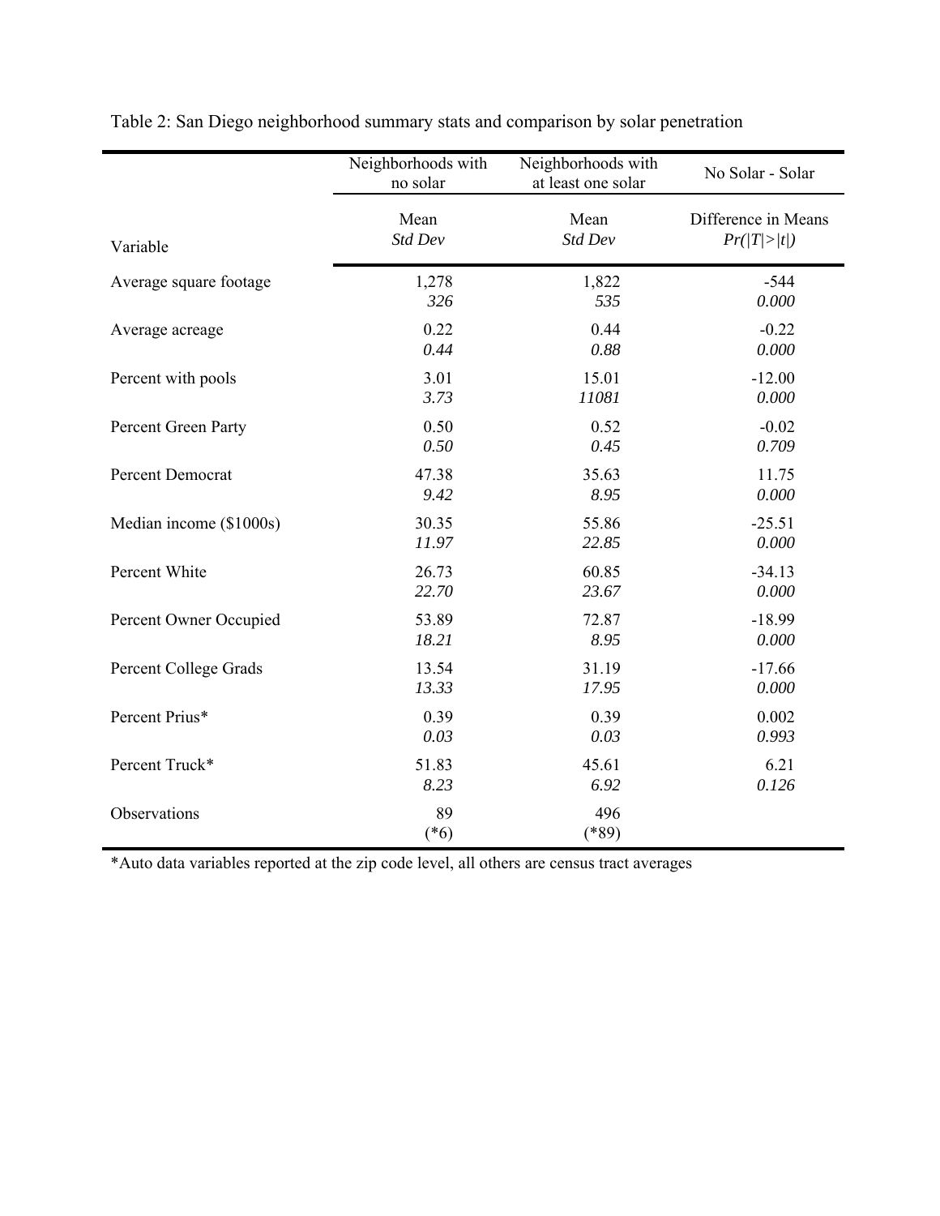Table 2: San Diego neighborhood summary stats and comparison by solar penetration

| | Neighborhoods with no solar | Neighborhoods with at least one solar | No Solar - Solar |
|---|---|---|---|
| Variable | Mean<br>*Std Dev* | Mean<br>*Std Dev* | Difference in Means<br>*Pr(\|T\|>\|t\|)* |
| Average square footage | 1,278<br>*326* | 1,822<br>*535* | -544<br>*0.000* |
| Average acreage | 0.22<br>*0.44* | 0.44<br>*0.88* | -0.22<br>*0.000* |
| Percent with pools | 3.01<br>*3.73* | 15.01<br>*11081* | -12.00<br>*0.000* |
| Percent Green Party | 0.50<br>*0.50* | 0.52<br>*0.45* | -0.02<br>*0.709* |
| Percent Democrat | 47.38<br>*9.42* | 35.63<br>*8.95* | 11.75<br>*0.000* |
| Median income ($1000s) | 30.35<br>*11.97* | 55.86<br>*22.85* | -25.51<br>*0.000* |
| Percent White | 26.73<br>*22.70* | 60.85<br>*23.67* | -34.13<br>*0.000* |
| Percent Owner Occupied | 53.89<br>*18.21* | 72.87<br>*8.95* | -18.99<br>*0.000* |
| Percent College Grads | 13.54<br>*13.33* | 31.19<br>*17.95* | -17.66<br>*0.000* |
| Percent Prius* | 0.39<br>*0.03* | 0.39<br>*0.03* | 0.002<br>*0.993* |
| Percent Truck* | 51.83<br>*8.23* | 45.61<br>*6.92* | 6.21<br>*0.126* |
| Observations | 89<br>(*6) | 496<br>(*89) | |

*Auto data variables reported at the zip code level, all others are census tract averages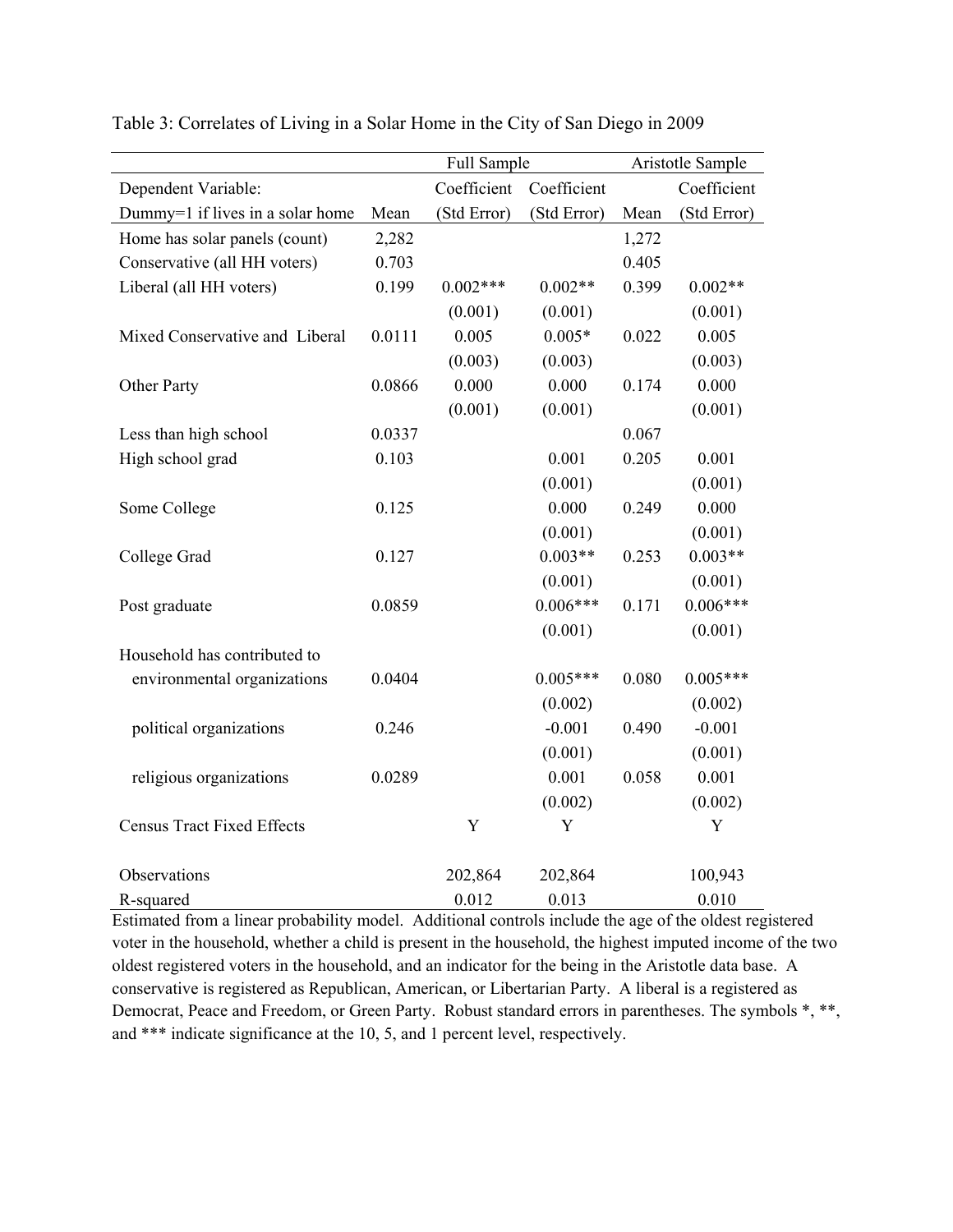Table 3: Correlates of Living in a Solar Home in the City of San Diego in 2009

| | | Full Sample | | Aristotle Sample | |
|---|---|---|---|---|---|
| Dependent Variable: | | Coefficient | Coefficient | | Coefficient |
| Dummy=1 if lives in a solar home | Mean | (Std Error) | (Std Error) | Mean | (Std Error) |
| Home has solar panels (count) | 2,282 | | | 1,272 | |
| Conservative (all HH voters) | 0.703 | | | 0.405 | |
| Liberal (all HH voters) | 0.199 | 0.002*** | 0.002** | 0.399 | 0.002** |
| | | (0.001) | (0.001) | | (0.001) |
| Mixed Conservative and Liberal | 0.0111 | 0.005 | 0.005* | 0.022 | 0.005 |
| | | (0.003) | (0.003) | | (0.003) |
| Other Party | 0.0866 | 0.000 | 0.000 | 0.174 | 0.000 |
| | | (0.001) | (0.001) | | (0.001) |
| Less than high school | 0.0337 | | | 0.067 | |
| High school grad | 0.103 | | 0.001 | 0.205 | 0.001 |
| | | | (0.001) | | (0.001) |
| Some College | 0.125 | | 0.000 | 0.249 | 0.000 |
| | | | (0.001) | | (0.001) |
| College Grad | 0.127 | | 0.003** | 0.253 | 0.003** |
| | | | (0.001) | | (0.001) |
| Post graduate | 0.0859 | | 0.006*** | 0.171 | 0.006*** |
| | | | (0.001) | | (0.001) |
| Household has contributed to | | | | | |
| environmental organizations | 0.0404 | | 0.005*** | 0.080 | 0.005*** |
| | | | (0.002) | | (0.002) |
| political organizations | 0.246 | | -0.001 | 0.490 | -0.001 |
| | | | (0.001) | | (0.001) |
| religious organizations | 0.0289 | | 0.001 | 0.058 | 0.001 |
| | | | (0.002) | | (0.002) |
| Census Tract Fixed Effects | | Y | Y | | Y |
| Observations | | 202,864 | 202,864 | | 100,943 |
| R-squared | | 0.012 | 0.013 | | 0.010 |

Estimated from a linear probability model. Additional controls include the age of the oldest registered voter in the household, whether a child is present in the household, the highest imputed income of the two oldest registered voters in the household, and an indicator for the being in the Aristotle data base. A conservative is registered as Republican, American, or Libertarian Party. A liberal is a registered as Democrat, Peace and Freedom, or Green Party. Robust standard errors in parentheses. The symbols *, **, and *** indicate significance at the 10, 5, and 1 percent level, respectively.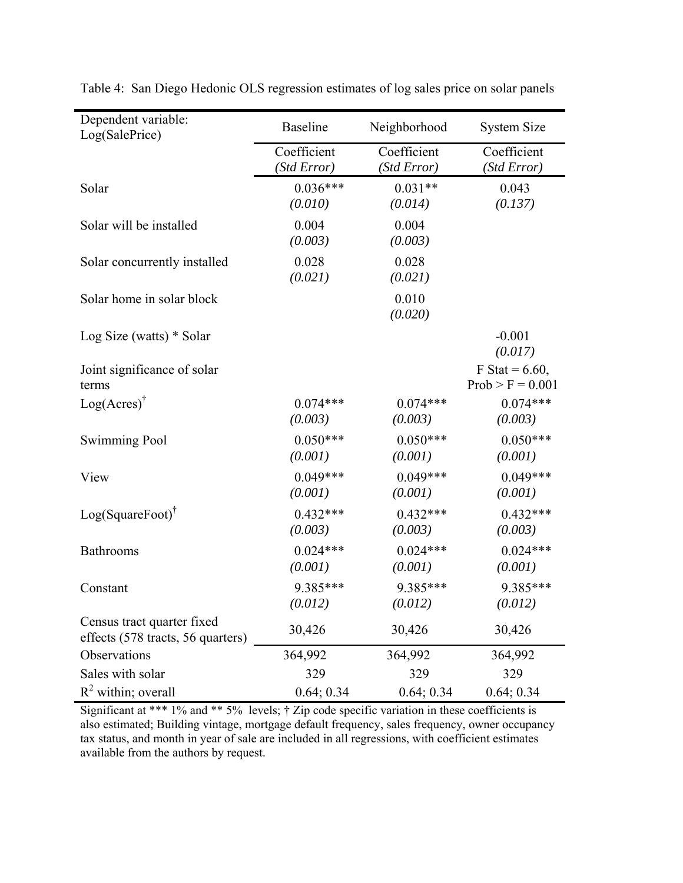Table 4: San Diego Hedonic OLS regression estimates of log sales price on solar panels

| Dependent variable: Log(SalePrice) | Baseline | Neighborhood | System Size |
|---|---|---|---|
| | Coefficient *(Std Error)* | Coefficient *(Std Error)* | Coefficient *(Std Error)* |
| Solar | 0.036*** *(0.010)* | 0.031** *(0.014)* | 0.043 *(0.137)* |
| Solar will be installed | 0.004 *(0.003)* | 0.004 *(0.003)* | |
| Solar concurrently installed | 0.028 *(0.021)* | 0.028 *(0.021)* | |
| Solar home in solar block | | 0.010 *(0.020)* | |
| Log Size (watts) * Solar | | | -0.001 *(0.017)* |
| Joint significance of solar terms | | | F Stat = 6.60, Prob > F = 0.001 |
| Log(Acres)† | 0.074*** *(0.003)* | 0.074*** *(0.003)* | 0.074*** *(0.003)* |
| Swimming Pool | 0.050*** *(0.001)* | 0.050*** *(0.001)* | 0.050*** *(0.001)* |
| View | 0.049*** *(0.001)* | 0.049*** *(0.001)* | 0.049*** *(0.001)* |
| Log(SquareFoot)† | 0.432*** *(0.003)* | 0.432*** *(0.003)* | 0.432*** *(0.003)* |
| Bathrooms | 0.024*** *(0.001)* | 0.024*** *(0.001)* | 0.024*** *(0.001)* |
| Constant | 9.385*** *(0.012)* | 9.385*** *(0.012)* | 9.385*** *(0.012)* |
| Census tract quarter fixed effects (578 tracts, 56 quarters) | 30,426 | 30,426 | 30,426 |
| Observations | 364,992 | 364,992 | 364,992 |
| Sales with solar | 329 | 329 | 329 |
| $R^2$ within; overall | 0.64; 0.34 | 0.64; 0.34 | 0.64; 0.34 |

Significant at *** 1% and ** 5% levels; † Zip code specific variation in these coefficients is also estimated; Building vintage, mortgage default frequency, sales frequency, owner occupancy tax status, and month in year of sale are included in all regressions, with coefficient estimates available from the authors by request.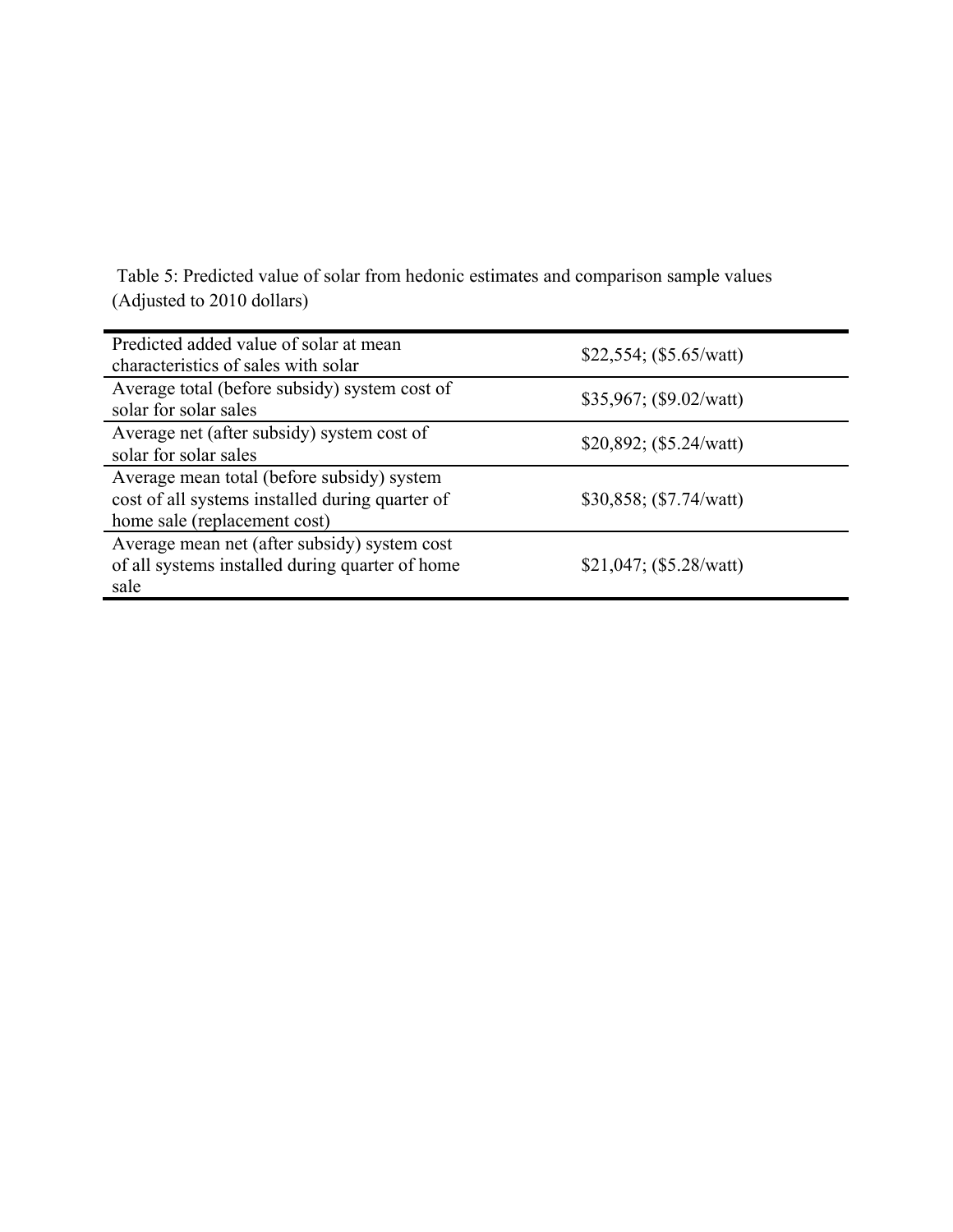Table 5: Predicted value of solar from hedonic estimates and comparison sample values (Adjusted to 2010 dollars)

| | |
|---|---|
| Predicted added value of solar at mean characteristics of sales with solar | $22,554; ($5.65/watt) |
| Average total (before subsidy) system cost of solar for solar sales | $35,967; ($9.02/watt) |
| Average net (after subsidy) system cost of solar for solar sales | $20,892; ($5.24/watt) |
| Average mean total (before subsidy) system cost of all systems installed during quarter of home sale (replacement cost) | $30,858; ($7.74/watt) |
| Average mean net (after subsidy) system cost of all systems installed during quarter of home sale | $21,047; ($5.28/watt) |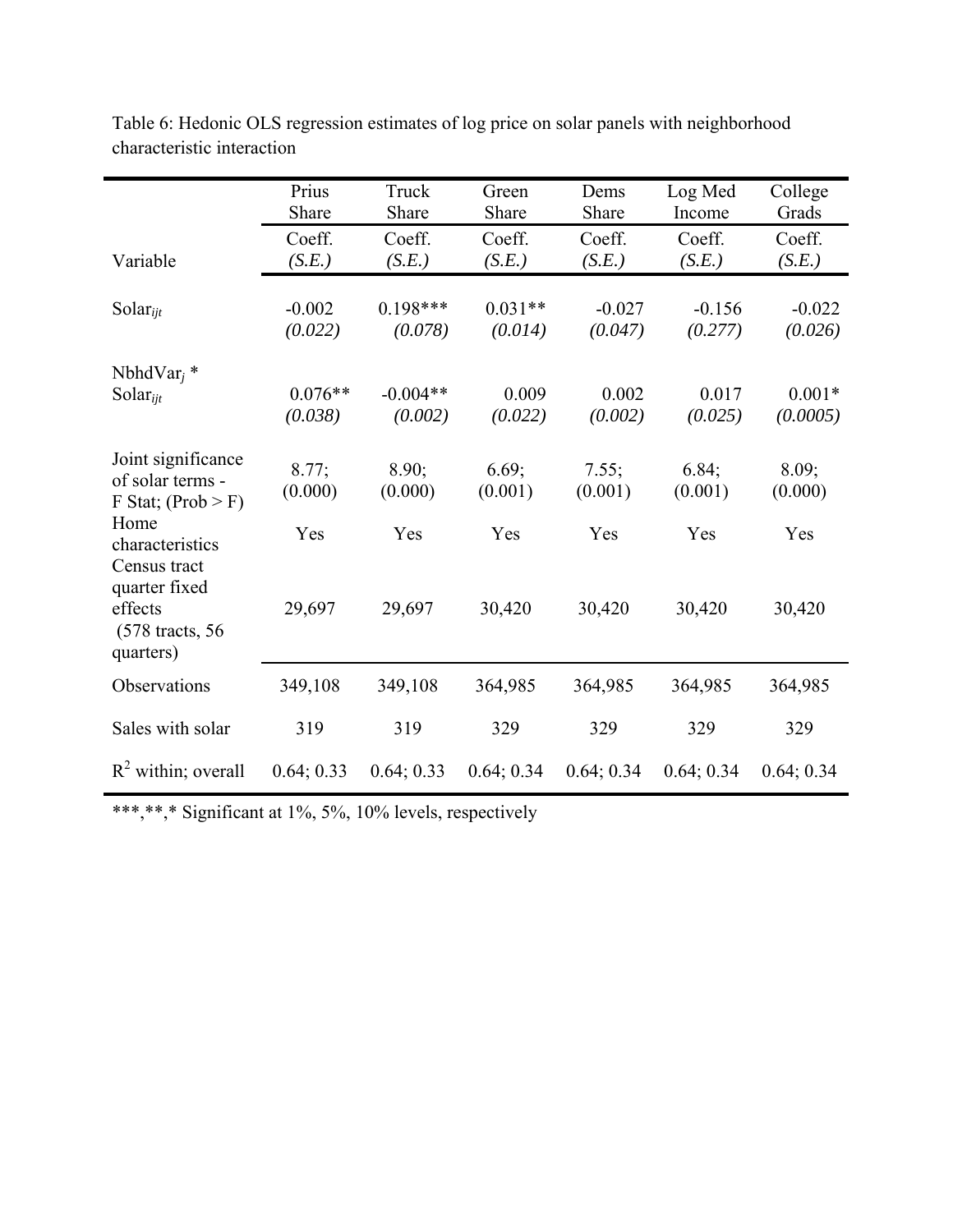Table 6: Hedonic OLS regression estimates of log price on solar panels with neighborhood characteristic interaction

| | Prius Share | Truck Share | Green Share | Dems Share | Log Med Income | College Grads |
|---|---|---|---|---|---|---|
| Variable | Coeff. *(S.E.)* | Coeff. *(S.E.)* | Coeff. *(S.E.)* | Coeff. *(S.E.)* | Coeff. *(S.E.)* | Coeff. *(S.E.)* |
| $Solar_{ijt}$ | -0.002 *(0.022)* | 0.198*** *(0.078)* | 0.031** *(0.014)* | -0.027 *(0.047)* | -0.156 *(0.277)* | -0.022 *(0.026)* |
| $NbhdVar_j$ * $Solar_{ijt}$ | 0.076** *(0.038)* | -0.004** *(0.002)* | 0.009 *(0.022)* | 0.002 *(0.002)* | 0.017 *(0.025)* | 0.001* *(0.0005)* |
| Joint significance of solar terms - F Stat; (Prob > F) | 8.77; (0.000) | 8.90; (0.000) | 6.69; (0.001) | 7.55; (0.001) | 6.84; (0.001) | 8.09; (0.000) |
| Home characteristics | Yes | Yes | Yes | Yes | Yes | Yes |
| Census tract quarter fixed effects (578 tracts, 56 quarters) | 29,697 | 29,697 | 30,420 | 30,420 | 30,420 | 30,420 |
| Observations | 349,108 | 349,108 | 364,985 | 364,985 | 364,985 | 364,985 |
| Sales with solar | 319 | 319 | 329 | 329 | 329 | 329 |
| $R^2$ within; overall | 0.64; 0.33 | 0.64; 0.33 | 0.64; 0.34 | 0.64; 0.34 | 0.64; 0.34 | 0.64; 0.34 |

***,**,* Significant at 1%, 5%, 10% levels, respectively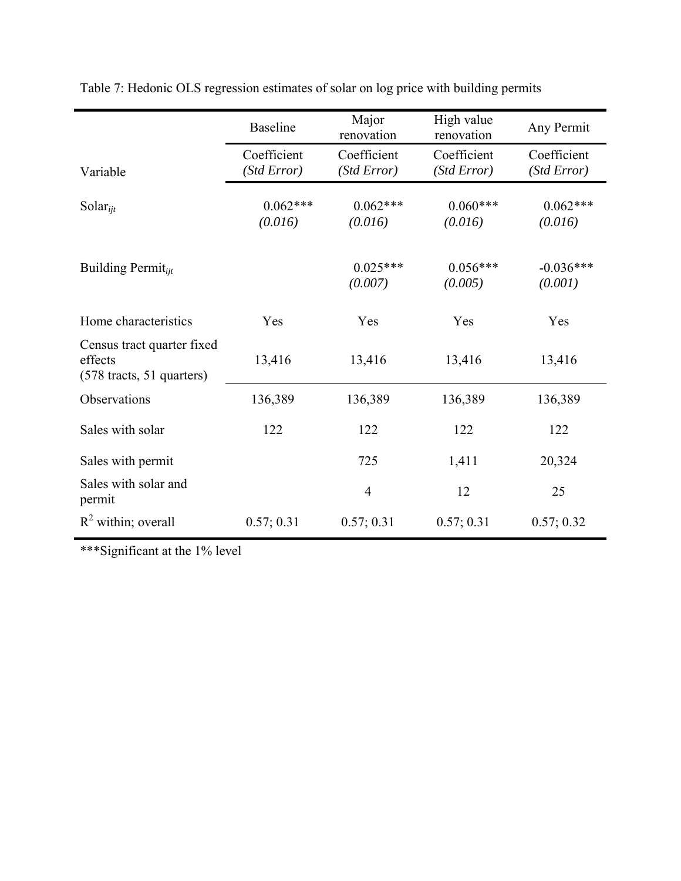Table 7: Hedonic OLS regression estimates of solar on log price with building permits

| | Baseline | Major renovation | High value renovation | Any Permit |
|---|---|---|---|---|
| Variable | Coefficient *(Std Error)* | Coefficient *(Std Error)* | Coefficient *(Std Error)* | Coefficient *(Std Error)* |
| $Solar_{ijt}$ | 0.062*** *(0.016)* | 0.062*** *(0.016)* | 0.060*** *(0.016)* | 0.062*** *(0.016)* |
| Building $Permit_{ijt}$ | | 0.025*** *(0.007)* | 0.056*** *(0.005)* | -0.036*** *(0.001)* |
| Home characteristics | Yes | Yes | Yes | Yes |
| Census tract quarter fixed effects (578 tracts, 51 quarters) | 13,416 | 13,416 | 13,416 | 13,416 |
| Observations | 136,389 | 136,389 | 136,389 | 136,389 |
| Sales with solar | 122 | 122 | 122 | 122 |
| Sales with permit | | 725 | 1,411 | 20,324 |
| Sales with solar and permit | | 4 | 12 | 25 |
| $R^2$ within; overall | 0.57; 0.31 | 0.57; 0.31 | 0.57; 0.31 | 0.57; 0.32 |

***Significant at the 1% level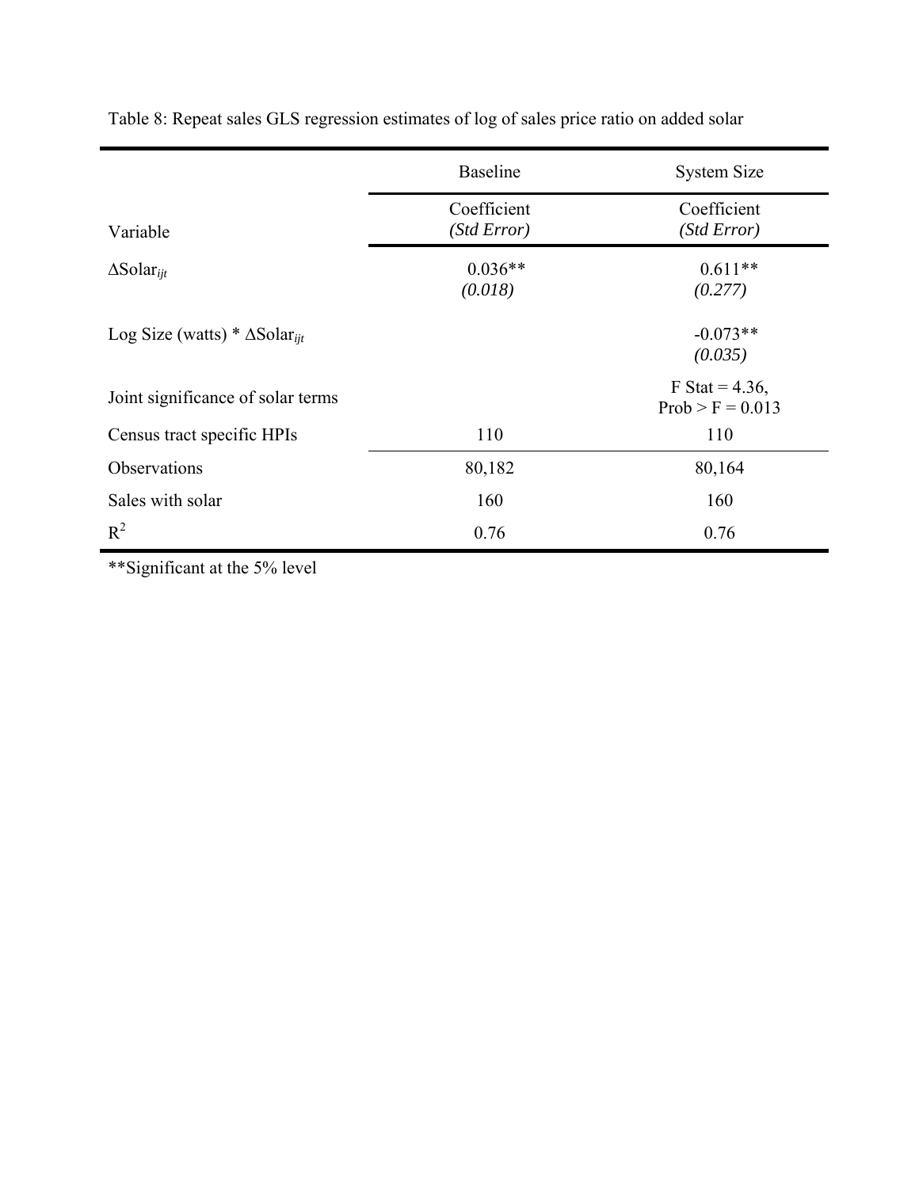Table 8: Repeat sales GLS regression estimates of log of sales price ratio on added solar

| | Baseline | System Size |
|---|---|---|
| Variable | Coefficient *(Std Error)* | Coefficient *(Std Error)* |
| $\Delta \text{Solar}_{ijt}$ | 0.036** *(0.018)* | 0.611** *(0.277)* |
| Log Size (watts) * $\Delta \text{Solar}_{ijt}$ | | -0.073** *(0.035)* |
| Joint significance of solar terms | | F Stat = 4.36, Prob > F = 0.013 |
| Census tract specific HPIs | 110 | 110 |
| Observations | 80,182 | 80,164 |
| Sales with solar | 160 | 160 |
| $R^2$ | 0.76 | 0.76 |

**Significant at the 5% level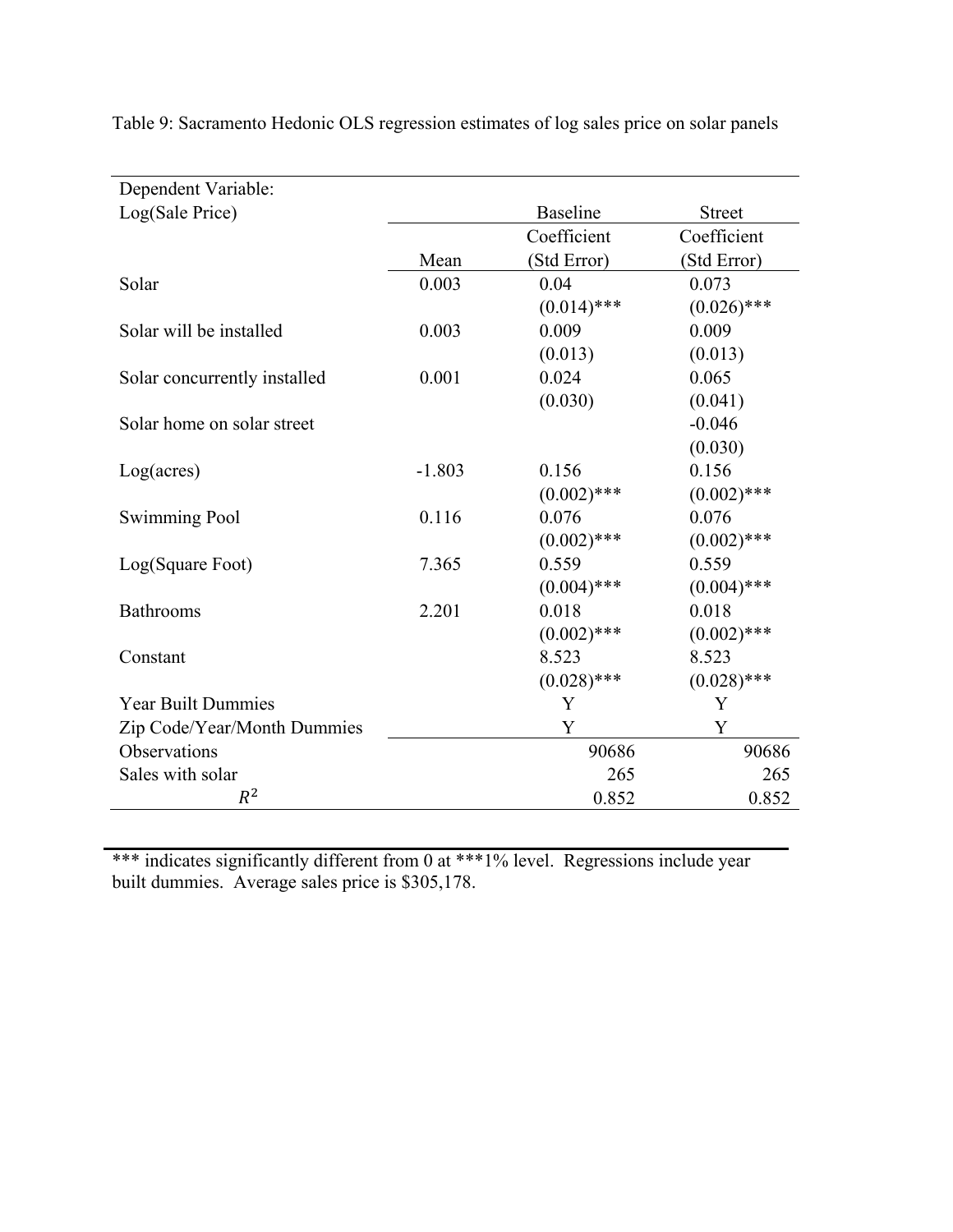Table 9: Sacramento Hedonic OLS regression estimates of log sales price on solar panels

| Dependent Variable: Log(Sale Price) | Mean | Baseline Coefficient (Std Error) | Street Coefficient (Std Error) |
|---|---|---|---|
| Solar | 0.003 | 0.04 | 0.073 |
| | | (0.014)*** | (0.026)*** |
| Solar will be installed | 0.003 | 0.009 | 0.009 |
| | | (0.013) | (0.013) |
| Solar concurrently installed | 0.001 | 0.024 | 0.065 |
| | | (0.030) | (0.041) |
| Solar home on solar street | | | -0.046 |
| | | | (0.030) |
| Log(acres) | -1.803 | 0.156 | 0.156 |
| | | (0.002)*** | (0.002)*** |
| Swimming Pool | 0.116 | 0.076 | 0.076 |
| | | (0.002)*** | (0.002)*** |
| Log(Square Foot) | 7.365 | 0.559 | 0.559 |
| | | (0.004)*** | (0.004)*** |
| Bathrooms | 2.201 | 0.018 | 0.018 |
| | | (0.002)*** | (0.002)*** |
| Constant | | 8.523 | 8.523 |
| | | (0.028)*** | (0.028)*** |
| Year Built Dummies | | Y | Y |
| Zip Code/Year/Month Dummies | | Y | Y |
| Observations | | 90686 | 90686 |
| Sales with solar | | 265 | 265 |
| $R^2$ | | 0.852 | 0.852 |

*** indicates significantly different from 0 at ***1% level. Regressions include year built dummies. Average sales price is $305,178.